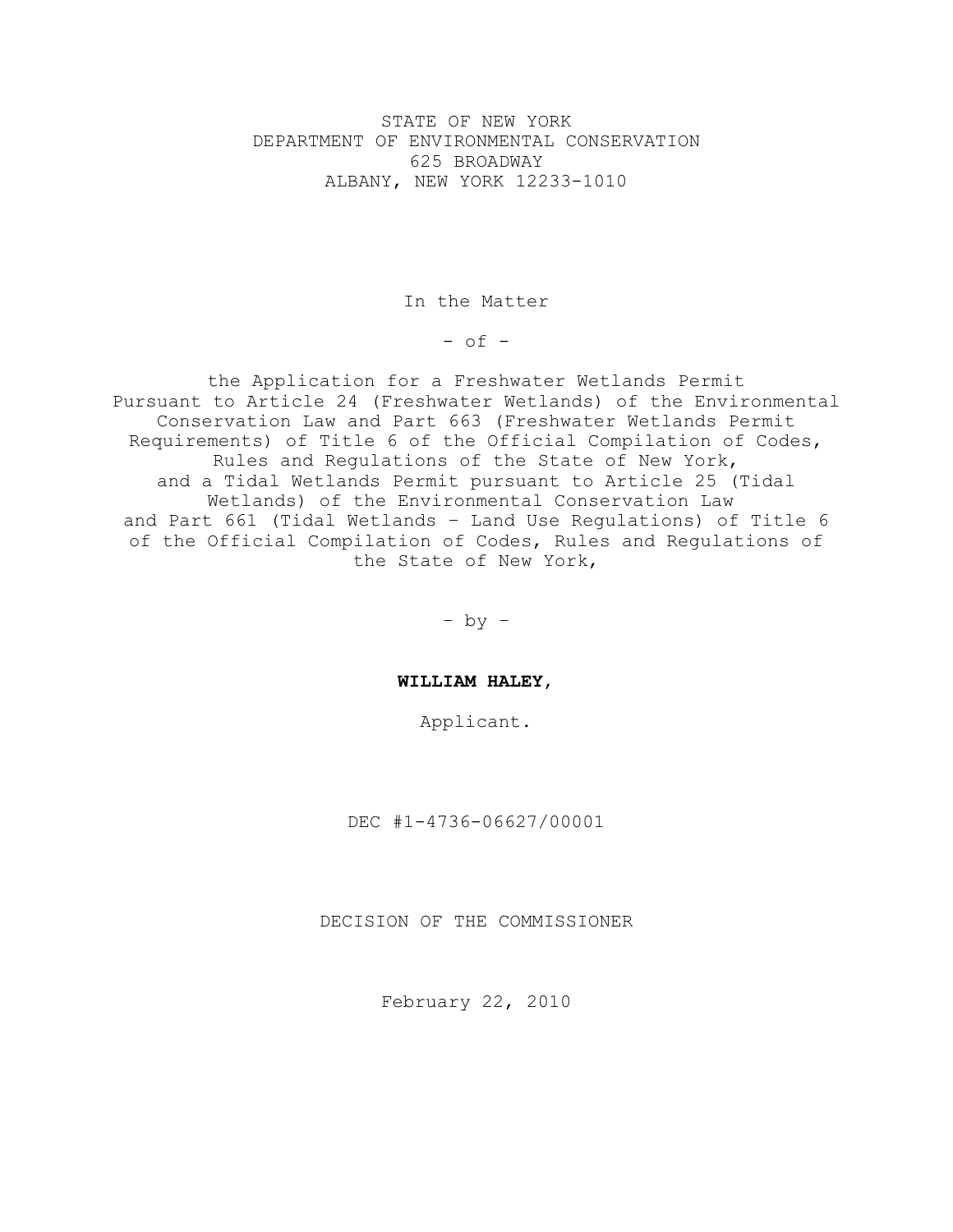STATE OF NEW YORK
DEPARTMENT OF ENVIRONMENTAL CONSERVATION
625 BROADWAY
ALBANY, NEW YORK 12233-1010

In the Matter

- of -

the Application for a Freshwater Wetlands Permit Pursuant to Article 24 (Freshwater Wetlands) of the Environmental Conservation Law and Part 663 (Freshwater Wetlands Permit Requirements) of Title 6 of the Official Compilation of Codes, Rules and Regulations of the State of New York, and a Tidal Wetlands Permit pursuant to Article 25 (Tidal Wetlands) of the Environmental Conservation Law and Part 661 (Tidal Wetlands – Land Use Regulations) of Title 6 of the Official Compilation of Codes, Rules and Regulations of the State of New York,

– by –

**WILLIAM HALEY,**

Applicant.

DEC #1-4736-06627/00001

DECISION OF THE COMMISSIONER

February 22, 2010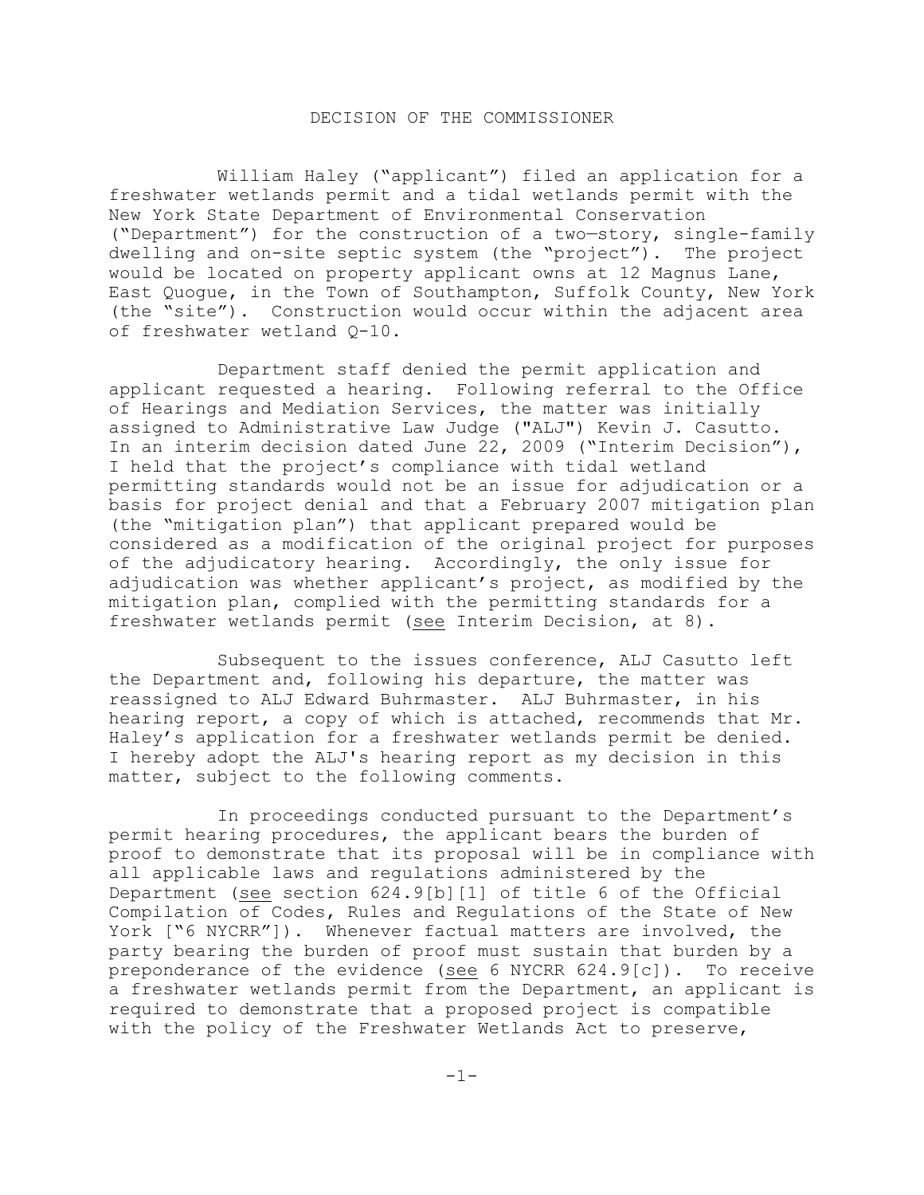# DECISION OF THE COMMISSIONER

William Haley ("applicant") filed an application for a freshwater wetlands permit and a tidal wetlands permit with the New York State Department of Environmental Conservation ("Department") for the construction of a two—story, single-family dwelling and on-site septic system (the "project"). The project would be located on property applicant owns at 12 Magnus Lane, East Quogue, in the Town of Southampton, Suffolk County, New York (the "site"). Construction would occur within the adjacent area of freshwater wetland Q-10.

Department staff denied the permit application and applicant requested a hearing. Following referral to the Office of Hearings and Mediation Services, the matter was initially assigned to Administrative Law Judge ("ALJ") Kevin J. Casutto. In an interim decision dated June 22, 2009 ("Interim Decision"), I held that the project's compliance with tidal wetland permitting standards would not be an issue for adjudication or a basis for project denial and that a February 2007 mitigation plan (the "mitigation plan") that applicant prepared would be considered as a modification of the original project for purposes of the adjudicatory hearing. Accordingly, the only issue for adjudication was whether applicant's project, as modified by the mitigation plan, complied with the permitting standards for a freshwater wetlands permit (see Interim Decision, at 8).

Subsequent to the issues conference, ALJ Casutto left the Department and, following his departure, the matter was reassigned to ALJ Edward Buhrmaster. ALJ Buhrmaster, in his hearing report, a copy of which is attached, recommends that Mr. Haley's application for a freshwater wetlands permit be denied. I hereby adopt the ALJ's hearing report as my decision in this matter, subject to the following comments.

In proceedings conducted pursuant to the Department's permit hearing procedures, the applicant bears the burden of proof to demonstrate that its proposal will be in compliance with all applicable laws and regulations administered by the Department (see section 624.9[b][1] of title 6 of the Official Compilation of Codes, Rules and Regulations of the State of New York ["6 NYCRR"]). Whenever factual matters are involved, the party bearing the burden of proof must sustain that burden by a preponderance of the evidence (see 6 NYCRR 624.9[c]). To receive a freshwater wetlands permit from the Department, an applicant is required to demonstrate that a proposed project is compatible with the policy of the Freshwater Wetlands Act to preserve,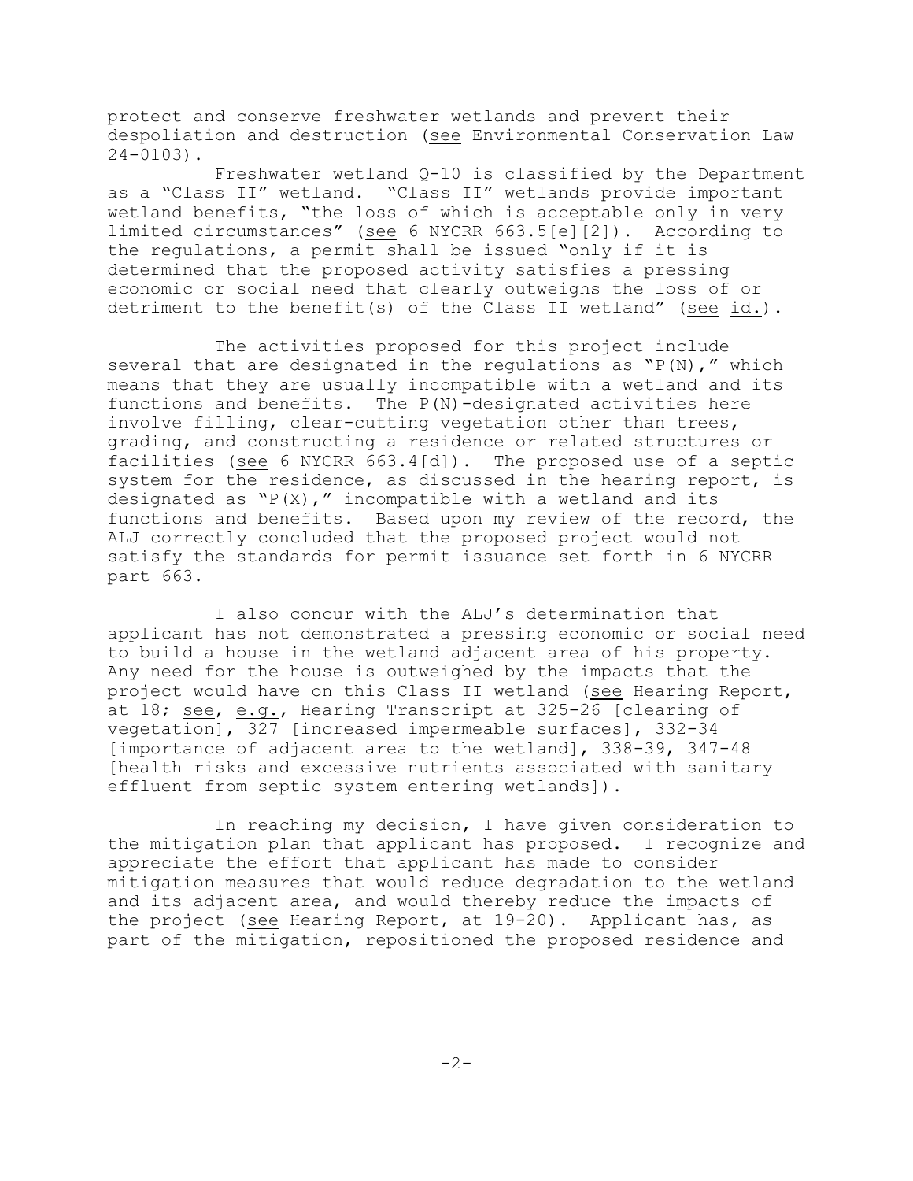protect and conserve freshwater wetlands and prevent their despoliation and destruction (see Environmental Conservation Law 24-0103).

Freshwater wetland Q-10 is classified by the Department as a "Class II" wetland. "Class II" wetlands provide important wetland benefits, "the loss of which is acceptable only in very limited circumstances" (see 6 NYCRR 663.5[e][2]). According to the regulations, a permit shall be issued "only if it is determined that the proposed activity satisfies a pressing economic or social need that clearly outweighs the loss of or detriment to the benefit(s) of the Class II wetland" (see id.).

The activities proposed for this project include several that are designated in the regulations as "P(N)," which means that they are usually incompatible with a wetland and its functions and benefits. The P(N)-designated activities here involve filling, clear-cutting vegetation other than trees, grading, and constructing a residence or related structures or facilities (see 6 NYCRR 663.4[d]). The proposed use of a septic system for the residence, as discussed in the hearing report, is designated as "P(X)," incompatible with a wetland and its functions and benefits. Based upon my review of the record, the ALJ correctly concluded that the proposed project would not satisfy the standards for permit issuance set forth in 6 NYCRR part 663.

I also concur with the ALJ's determination that applicant has not demonstrated a pressing economic or social need to build a house in the wetland adjacent area of his property. Any need for the house is outweighed by the impacts that the project would have on this Class II wetland (see Hearing Report, at 18; see, e.g., Hearing Transcript at 325-26 [clearing of vegetation], 327 [increased impermeable surfaces], 332-34 [importance of adjacent area to the wetland], 338-39, 347-48 [health risks and excessive nutrients associated with sanitary effluent from septic system entering wetlands]).

In reaching my decision, I have given consideration to the mitigation plan that applicant has proposed. I recognize and appreciate the effort that applicant has made to consider mitigation measures that would reduce degradation to the wetland and its adjacent area, and would thereby reduce the impacts of the project (see Hearing Report, at 19-20). Applicant has, as part of the mitigation, repositioned the proposed residence and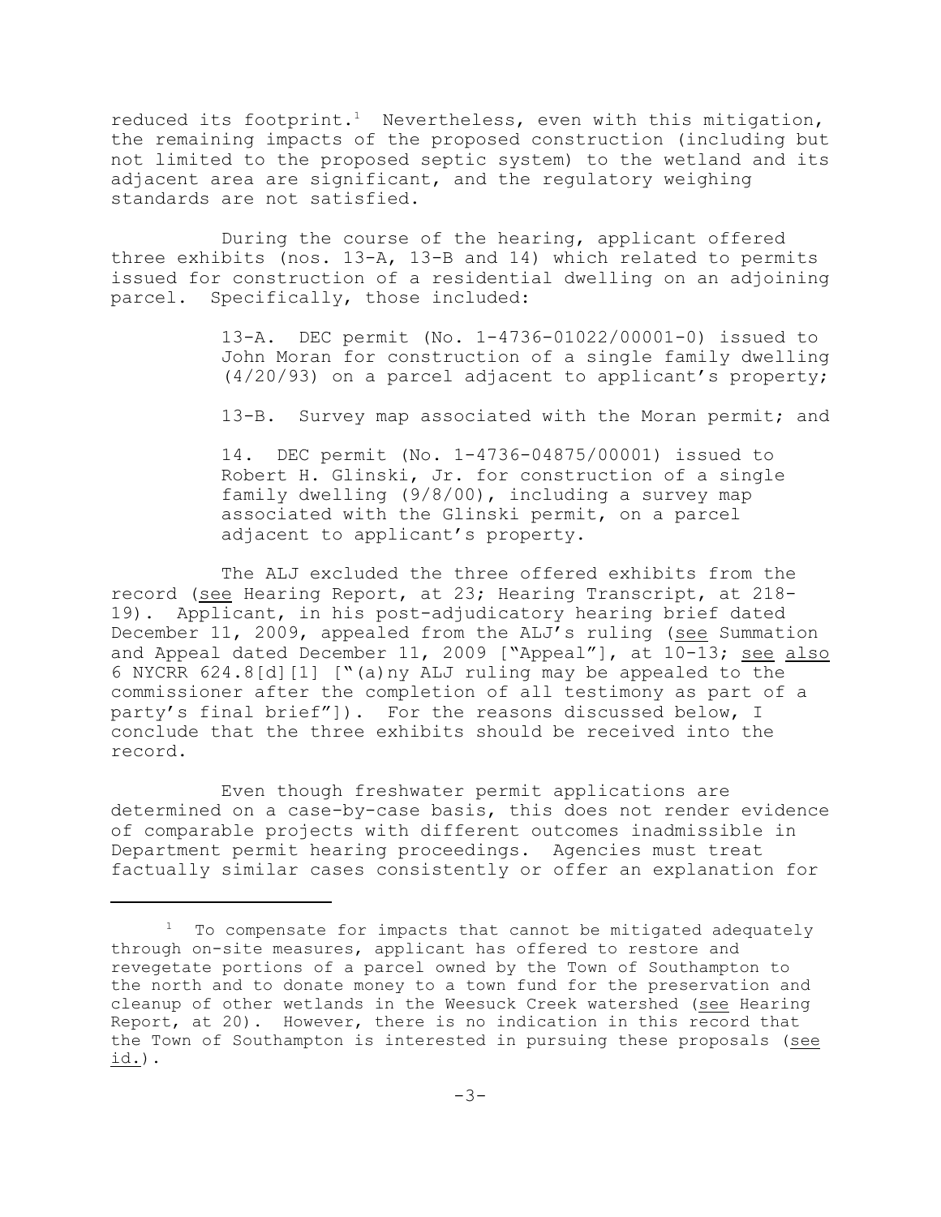reduced its footprint.[1] Nevertheless, even with this mitigation, the remaining impacts of the proposed construction (including but not limited to the proposed septic system) to the wetland and its adjacent area are significant, and the regulatory weighing standards are not satisfied.

During the course of the hearing, applicant offered three exhibits (nos. 13-A, 13-B and 14) which related to permits issued for construction of a residential dwelling on an adjoining parcel. Specifically, those included:

> 13-A. DEC permit (No. 1-4736-01022/00001-0) issued to John Moran for construction of a single family dwelling (4/20/93) on a parcel adjacent to applicant's property;
>
> 13-B. Survey map associated with the Moran permit; and
>
> 14. DEC permit (No. 1-4736-04875/00001) issued to Robert H. Glinski, Jr. for construction of a single family dwelling (9/8/00), including a survey map associated with the Glinski permit, on a parcel adjacent to applicant's property.

The ALJ excluded the three offered exhibits from the record (see Hearing Report, at 23; Hearing Transcript, at 218-19). Applicant, in his post-adjudicatory hearing brief dated December 11, 2009, appealed from the ALJ's ruling (see Summation and Appeal dated December 11, 2009 ["Appeal"], at 10-13; see also 6 NYCRR 624.8[d][1] ["(a)ny ALJ ruling may be appealed to the commissioner after the completion of all testimony as part of a party's final brief"]). For the reasons discussed below, I conclude that the three exhibits should be received into the record.

Even though freshwater permit applications are determined on a case-by-case basis, this does not render evidence of comparable projects with different outcomes inadmissible in Department permit hearing proceedings. Agencies must treat factually similar cases consistently or offer an explanation for

---

[1] To compensate for impacts that cannot be mitigated adequately through on-site measures, applicant has offered to restore and revegetate portions of a parcel owned by the Town of Southampton to the north and to donate money to a town fund for the preservation and cleanup of other wetlands in the Weesuck Creek watershed (see Hearing Report, at 20). However, there is no indication in this record that the Town of Southampton is interested in pursuing these proposals (see id.).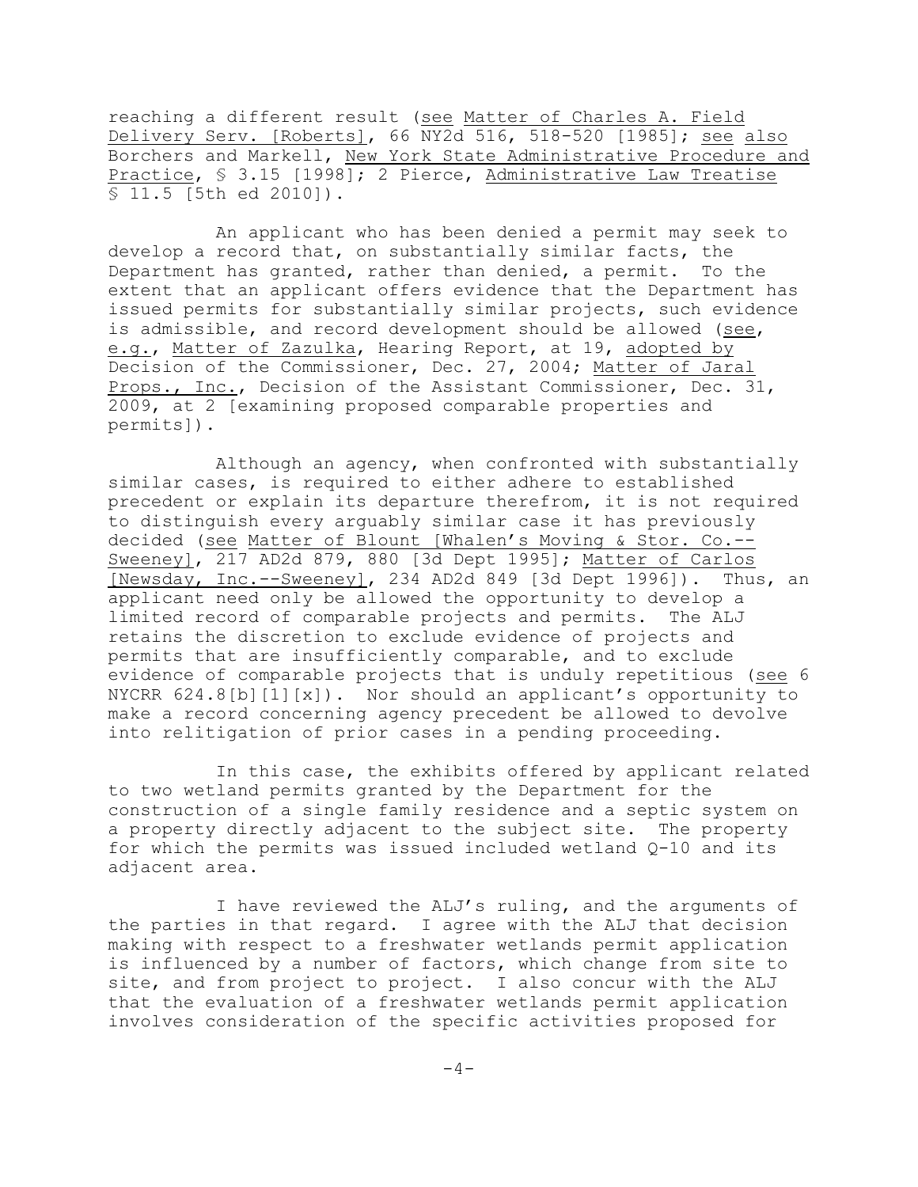reaching a different result (see Matter of Charles A. Field Delivery Serv. [Roberts], 66 NY2d 516, 518-520 [1985]; see also Borchers and Markell, New York State Administrative Procedure and Practice, § 3.15 [1998]; 2 Pierce, Administrative Law Treatise § 11.5 [5th ed 2010]).

An applicant who has been denied a permit may seek to develop a record that, on substantially similar facts, the Department has granted, rather than denied, a permit. To the extent that an applicant offers evidence that the Department has issued permits for substantially similar projects, such evidence is admissible, and record development should be allowed (see, e.g., Matter of Zazulka, Hearing Report, at 19, adopted by Decision of the Commissioner, Dec. 27, 2004; Matter of Jaral Props., Inc., Decision of the Assistant Commissioner, Dec. 31, 2009, at 2 [examining proposed comparable properties and permits]).

Although an agency, when confronted with substantially similar cases, is required to either adhere to established precedent or explain its departure therefrom, it is not required to distinguish every arguably similar case it has previously decided (see Matter of Blount [Whalen's Moving & Stor. Co.--Sweeney], 217 AD2d 879, 880 [3d Dept 1995]; Matter of Carlos [Newsday, Inc.--Sweeney], 234 AD2d 849 [3d Dept 1996]). Thus, an applicant need only be allowed the opportunity to develop a limited record of comparable projects and permits. The ALJ retains the discretion to exclude evidence of projects and permits that are insufficiently comparable, and to exclude evidence of comparable projects that is unduly repetitious (see 6 NYCRR 624.8[b][1][x]). Nor should an applicant's opportunity to make a record concerning agency precedent be allowed to devolve into relitigation of prior cases in a pending proceeding.

In this case, the exhibits offered by applicant related to two wetland permits granted by the Department for the construction of a single family residence and a septic system on a property directly adjacent to the subject site. The property for which the permits was issued included wetland Q-10 and its adjacent area.

I have reviewed the ALJ's ruling, and the arguments of the parties in that regard. I agree with the ALJ that decision making with respect to a freshwater wetlands permit application is influenced by a number of factors, which change from site to site, and from project to project. I also concur with the ALJ that the evaluation of a freshwater wetlands permit application involves consideration of the specific activities proposed for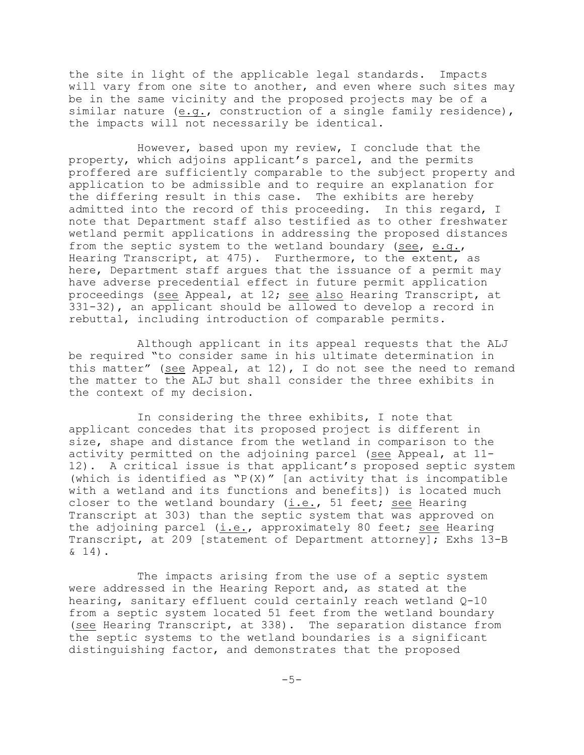the site in light of the applicable legal standards. Impacts will vary from one site to another, and even where such sites may be in the same vicinity and the proposed projects may be of a similar nature (e.g., construction of a single family residence), the impacts will not necessarily be identical.

However, based upon my review, I conclude that the property, which adjoins applicant's parcel, and the permits proffered are sufficiently comparable to the subject property and application to be admissible and to require an explanation for the differing result in this case. The exhibits are hereby admitted into the record of this proceeding. In this regard, I note that Department staff also testified as to other freshwater wetland permit applications in addressing the proposed distances from the septic system to the wetland boundary (see, e.g., Hearing Transcript, at 475). Furthermore, to the extent, as here, Department staff argues that the issuance of a permit may have adverse precedential effect in future permit application proceedings (see Appeal, at 12; see also Hearing Transcript, at 331-32), an applicant should be allowed to develop a record in rebuttal, including introduction of comparable permits.

Although applicant in its appeal requests that the ALJ be required "to consider same in his ultimate determination in this matter" (see Appeal, at 12), I do not see the need to remand the matter to the ALJ but shall consider the three exhibits in the context of my decision.

In considering the three exhibits, I note that applicant concedes that its proposed project is different in size, shape and distance from the wetland in comparison to the activity permitted on the adjoining parcel (see Appeal, at 11-12). A critical issue is that applicant's proposed septic system (which is identified as "P(X)" [an activity that is incompatible with a wetland and its functions and benefits]) is located much closer to the wetland boundary (i.e., 51 feet; see Hearing Transcript at 303) than the septic system that was approved on the adjoining parcel (i.e., approximately 80 feet; see Hearing Transcript, at 209 [statement of Department attorney]; Exhs 13-B & 14).

The impacts arising from the use of a septic system were addressed in the Hearing Report and, as stated at the hearing, sanitary effluent could certainly reach wetland Q-10 from a septic system located 51 feet from the wetland boundary (see Hearing Transcript, at 338). The separation distance from the septic systems to the wetland boundaries is a significant distinguishing factor, and demonstrates that the proposed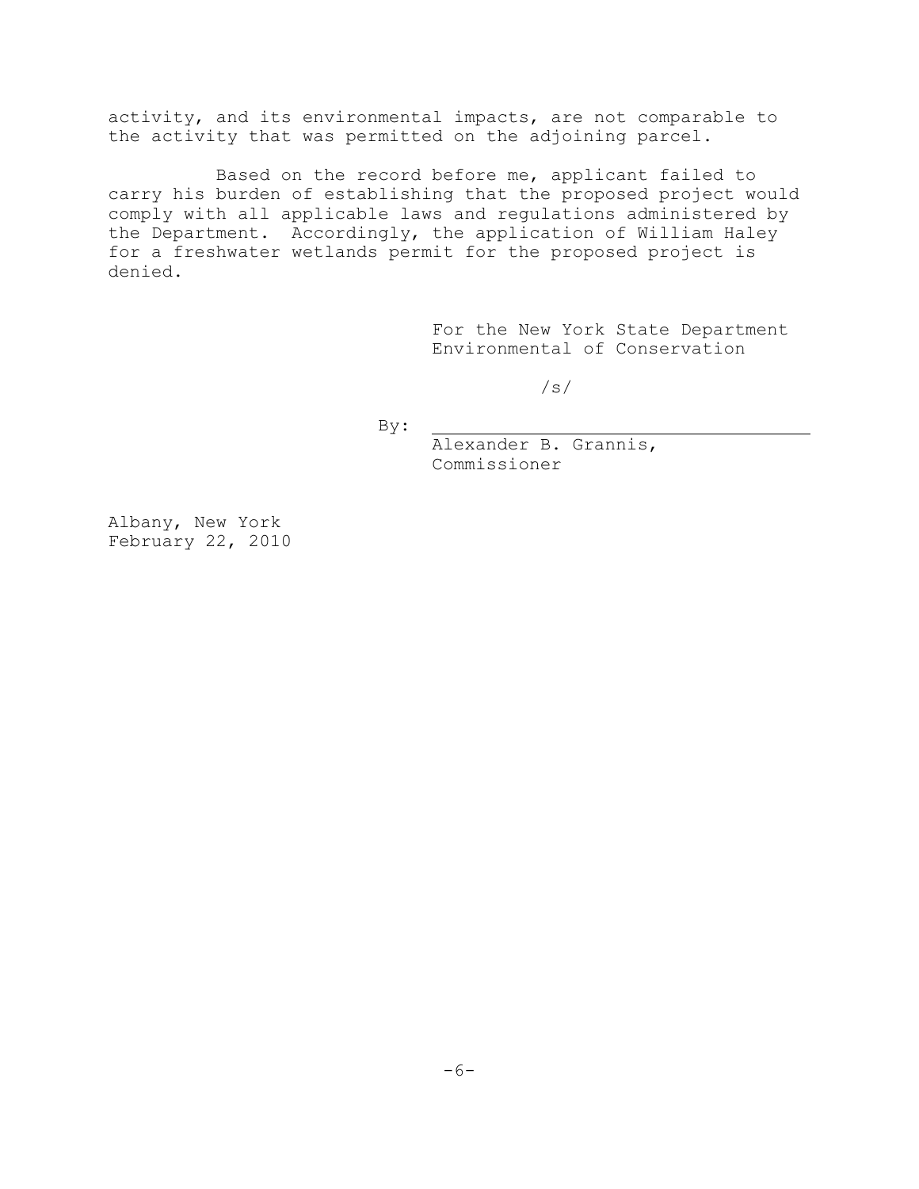activity, and its environmental impacts, are not comparable to the activity that was permitted on the adjoining parcel.

Based on the record before me, applicant failed to carry his burden of establishing that the proposed project would comply with all applicable laws and regulations administered by the Department. Accordingly, the application of William Haley for a freshwater wetlands permit for the proposed project is denied.

For the New York State Department Environmental of Conservation

/s/

By: \_\_\_\_\_\_\_\_\_\_\_\_\_\_\_\_\_\_\_\_\_\_\_\_\_\_\_\_\_\_\_\_\_\_\_\_

Alexander B. Grannis,
Commissioner

Albany, New York
February 22, 2010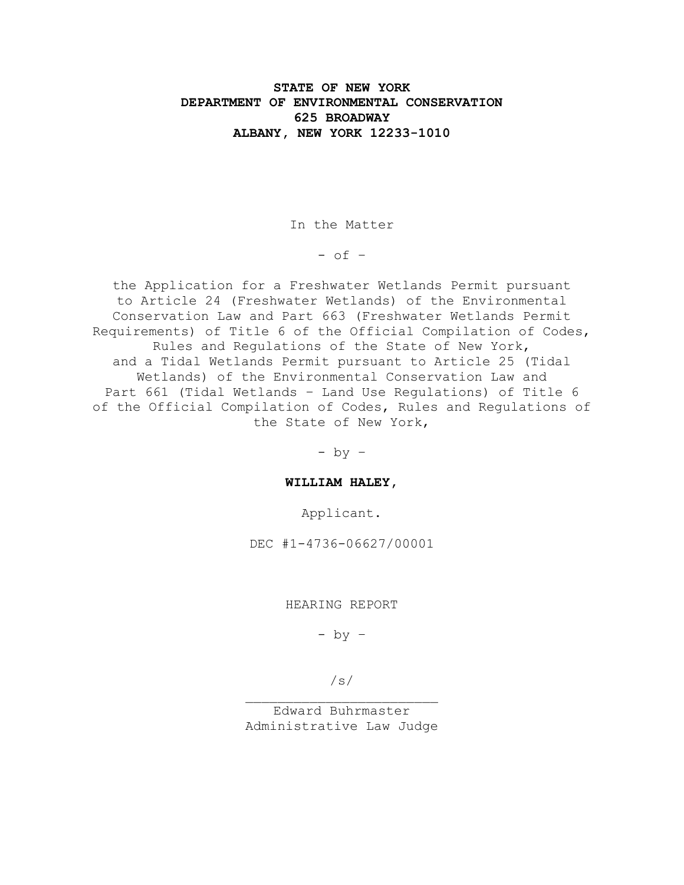**STATE OF NEW YORK**
**DEPARTMENT OF ENVIRONMENTAL CONSERVATION**
**625 BROADWAY**
**ALBANY, NEW YORK 12233-1010**

In the Matter

- of -

the Application for a Freshwater Wetlands Permit pursuant to Article 24 (Freshwater Wetlands) of the Environmental Conservation Law and Part 663 (Freshwater Wetlands Permit Requirements) of Title 6 of the Official Compilation of Codes, Rules and Regulations of the State of New York, and a Tidal Wetlands Permit pursuant to Article 25 (Tidal Wetlands) of the Environmental Conservation Law and Part 661 (Tidal Wetlands – Land Use Regulations) of Title 6 of the Official Compilation of Codes, Rules and Regulations of the State of New York,

- by -

**WILLIAM HALEY,**

Applicant.

DEC #1-4736-06627/00001

HEARING REPORT

- by -

/s/
_________________________
Edward Buhrmaster
Administrative Law Judge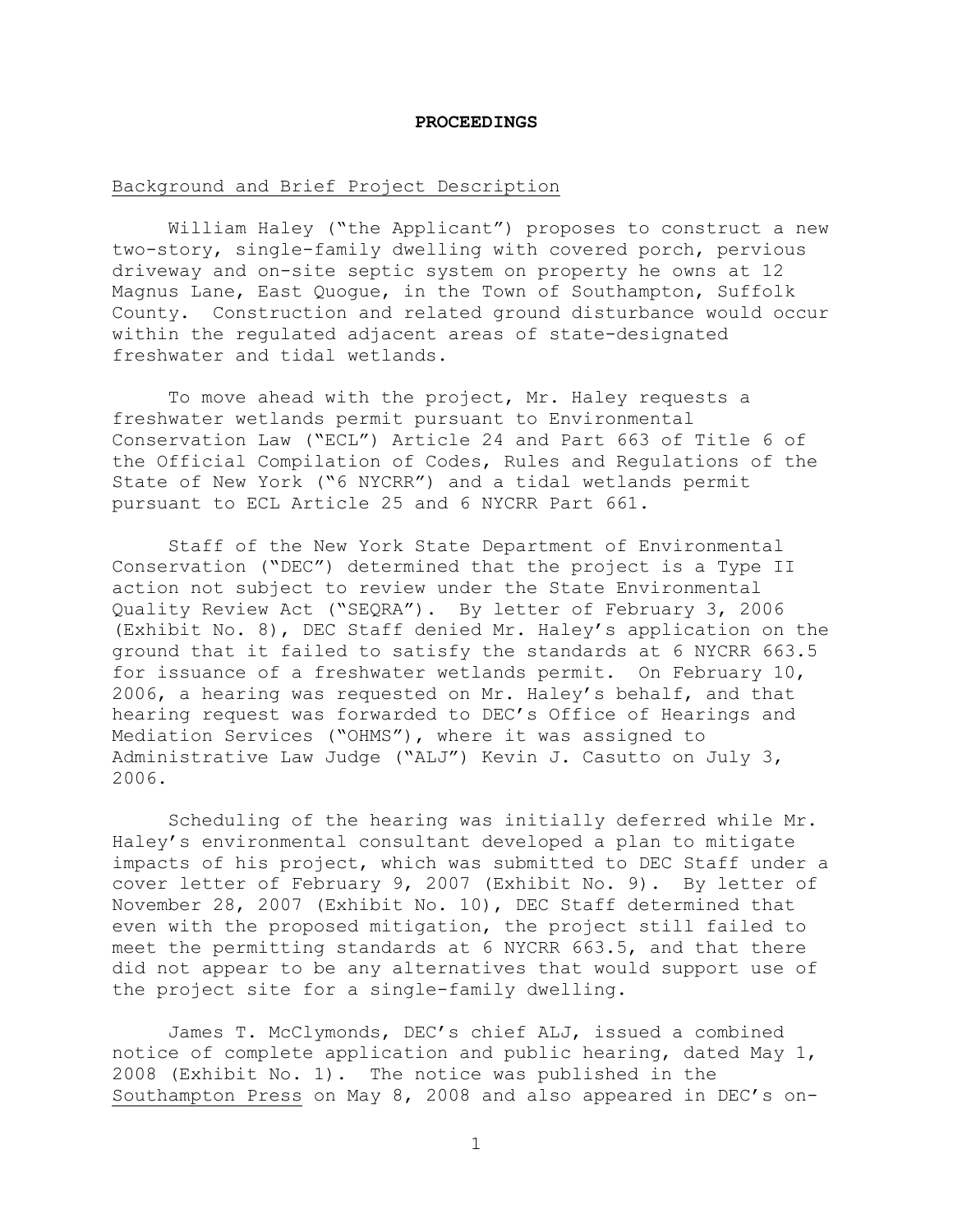**PROCEEDINGS**

Background and Brief Project Description

William Haley ("the Applicant") proposes to construct a new two-story, single-family dwelling with covered porch, pervious driveway and on-site septic system on property he owns at 12 Magnus Lane, East Quogue, in the Town of Southampton, Suffolk County. Construction and related ground disturbance would occur within the regulated adjacent areas of state-designated freshwater and tidal wetlands.

To move ahead with the project, Mr. Haley requests a freshwater wetlands permit pursuant to Environmental Conservation Law ("ECL") Article 24 and Part 663 of Title 6 of the Official Compilation of Codes, Rules and Regulations of the State of New York ("6 NYCRR") and a tidal wetlands permit pursuant to ECL Article 25 and 6 NYCRR Part 661.

Staff of the New York State Department of Environmental Conservation ("DEC") determined that the project is a Type II action not subject to review under the State Environmental Quality Review Act ("SEQRA"). By letter of February 3, 2006 (Exhibit No. 8), DEC Staff denied Mr. Haley's application on the ground that it failed to satisfy the standards at 6 NYCRR 663.5 for issuance of a freshwater wetlands permit. On February 10, 2006, a hearing was requested on Mr. Haley's behalf, and that hearing request was forwarded to DEC's Office of Hearings and Mediation Services ("OHMS"), where it was assigned to Administrative Law Judge ("ALJ") Kevin J. Casutto on July 3, 2006.

Scheduling of the hearing was initially deferred while Mr. Haley's environmental consultant developed a plan to mitigate impacts of his project, which was submitted to DEC Staff under a cover letter of February 9, 2007 (Exhibit No. 9). By letter of November 28, 2007 (Exhibit No. 10), DEC Staff determined that even with the proposed mitigation, the project still failed to meet the permitting standards at 6 NYCRR 663.5, and that there did not appear to be any alternatives that would support use of the project site for a single-family dwelling.

James T. McClymonds, DEC's chief ALJ, issued a combined notice of complete application and public hearing, dated May 1, 2008 (Exhibit No. 1). The notice was published in the Southampton Press on May 8, 2008 and also appeared in DEC's on-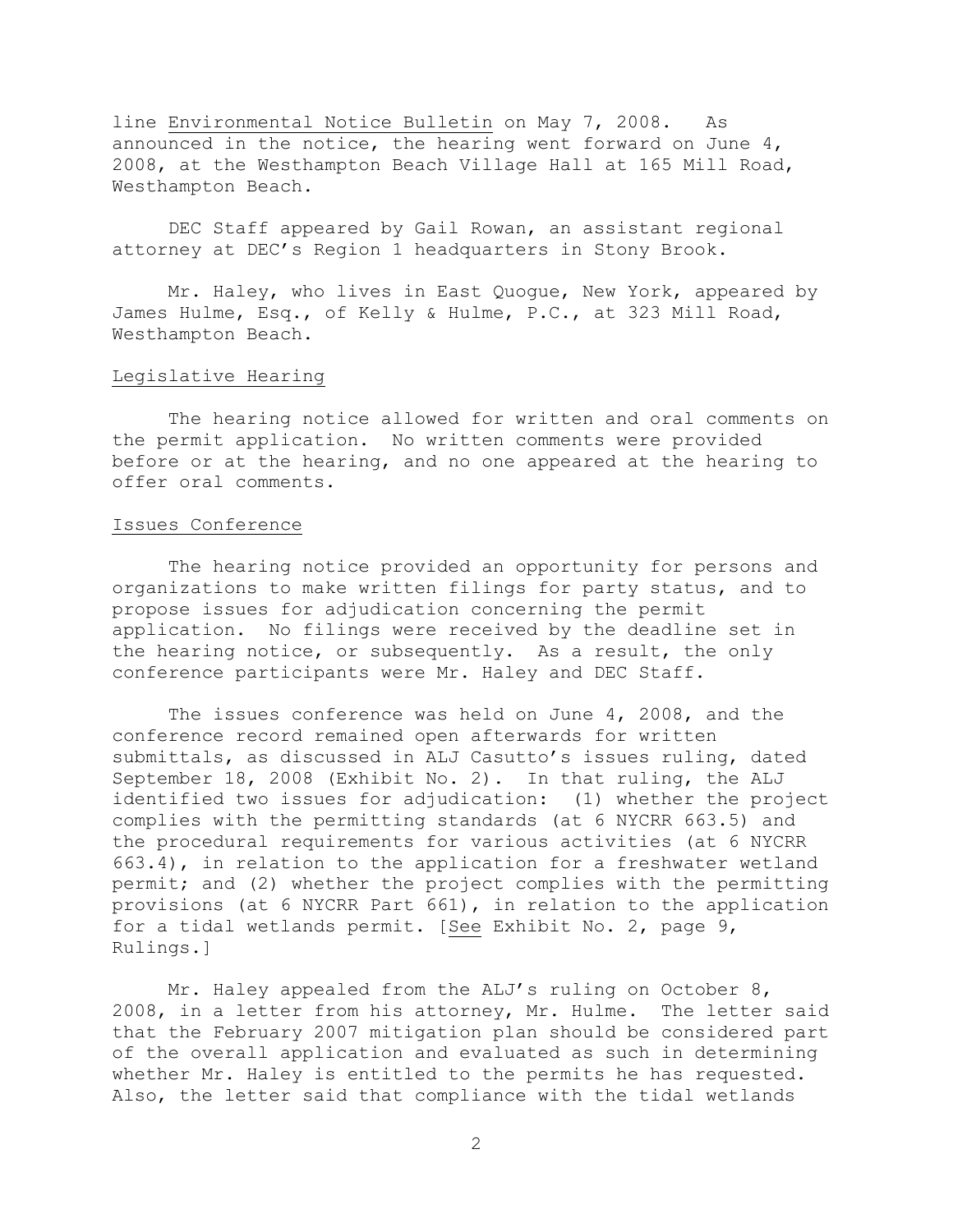line Environmental Notice Bulletin on May 7, 2008. As announced in the notice, the hearing went forward on June 4, 2008, at the Westhampton Beach Village Hall at 165 Mill Road, Westhampton Beach.

DEC Staff appeared by Gail Rowan, an assistant regional attorney at DEC's Region 1 headquarters in Stony Brook.

Mr. Haley, who lives in East Quogue, New York, appeared by James Hulme, Esq., of Kelly & Hulme, P.C., at 323 Mill Road, Westhampton Beach.

## Legislative Hearing

The hearing notice allowed for written and oral comments on the permit application. No written comments were provided before or at the hearing, and no one appeared at the hearing to offer oral comments.

## Issues Conference

The hearing notice provided an opportunity for persons and organizations to make written filings for party status, and to propose issues for adjudication concerning the permit application. No filings were received by the deadline set in the hearing notice, or subsequently. As a result, the only conference participants were Mr. Haley and DEC Staff.

The issues conference was held on June 4, 2008, and the conference record remained open afterwards for written submittals, as discussed in ALJ Casutto's issues ruling, dated September 18, 2008 (Exhibit No. 2). In that ruling, the ALJ identified two issues for adjudication: (1) whether the project complies with the permitting standards (at 6 NYCRR 663.5) and the procedural requirements for various activities (at 6 NYCRR 663.4), in relation to the application for a freshwater wetland permit; and (2) whether the project complies with the permitting provisions (at 6 NYCRR Part 661), in relation to the application for a tidal wetlands permit. [See Exhibit No. 2, page 9, Rulings.]

Mr. Haley appealed from the ALJ's ruling on October 8, 2008, in a letter from his attorney, Mr. Hulme. The letter said that the February 2007 mitigation plan should be considered part of the overall application and evaluated as such in determining whether Mr. Haley is entitled to the permits he has requested. Also, the letter said that compliance with the tidal wetlands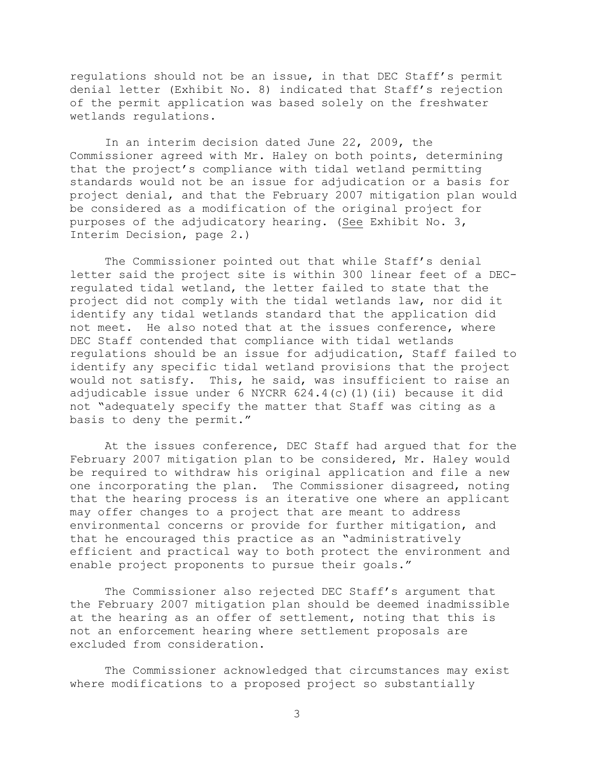regulations should not be an issue, in that DEC Staff's permit denial letter (Exhibit No. 8) indicated that Staff's rejection of the permit application was based solely on the freshwater wetlands regulations.

In an interim decision dated June 22, 2009, the Commissioner agreed with Mr. Haley on both points, determining that the project's compliance with tidal wetland permitting standards would not be an issue for adjudication or a basis for project denial, and that the February 2007 mitigation plan would be considered as a modification of the original project for purposes of the adjudicatory hearing. (See Exhibit No. 3, Interim Decision, page 2.)

The Commissioner pointed out that while Staff's denial letter said the project site is within 300 linear feet of a DEC-regulated tidal wetland, the letter failed to state that the project did not comply with the tidal wetlands law, nor did it identify any tidal wetlands standard that the application did not meet. He also noted that at the issues conference, where DEC Staff contended that compliance with tidal wetlands regulations should be an issue for adjudication, Staff failed to identify any specific tidal wetland provisions that the project would not satisfy. This, he said, was insufficient to raise an adjudicable issue under 6 NYCRR 624.4(c)(1)(ii) because it did not "adequately specify the matter that Staff was citing as a basis to deny the permit."

At the issues conference, DEC Staff had argued that for the February 2007 mitigation plan to be considered, Mr. Haley would be required to withdraw his original application and file a new one incorporating the plan. The Commissioner disagreed, noting that the hearing process is an iterative one where an applicant may offer changes to a project that are meant to address environmental concerns or provide for further mitigation, and that he encouraged this practice as an "administratively efficient and practical way to both protect the environment and enable project proponents to pursue their goals."

The Commissioner also rejected DEC Staff's argument that the February 2007 mitigation plan should be deemed inadmissible at the hearing as an offer of settlement, noting that this is not an enforcement hearing where settlement proposals are excluded from consideration.

The Commissioner acknowledged that circumstances may exist where modifications to a proposed project so substantially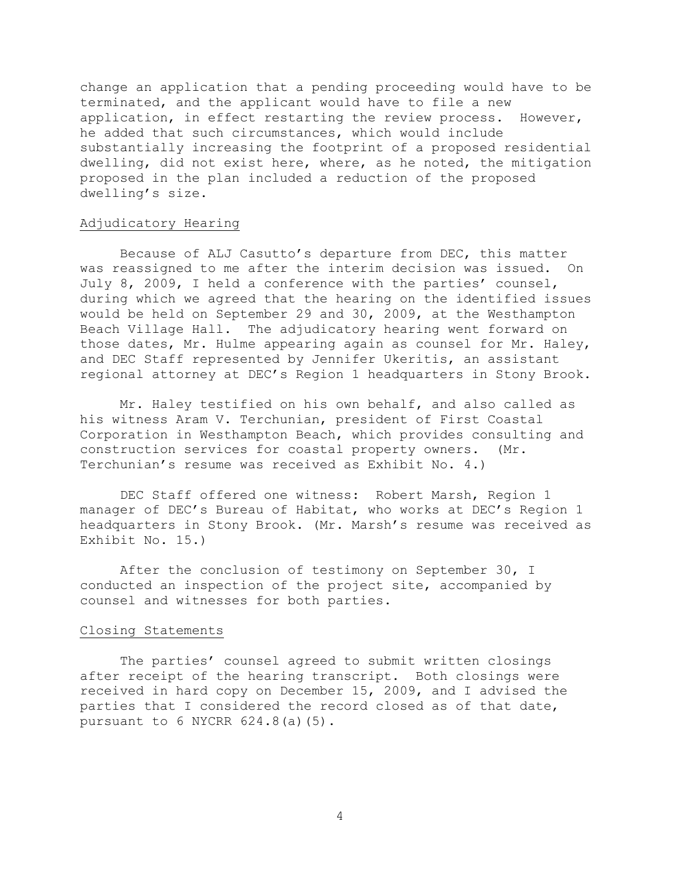change an application that a pending proceeding would have to be terminated, and the applicant would have to file a new application, in effect restarting the review process. However, he added that such circumstances, which would include substantially increasing the footprint of a proposed residential dwelling, did not exist here, where, as he noted, the mitigation proposed in the plan included a reduction of the proposed dwelling's size.

## Adjudicatory Hearing

Because of ALJ Casutto's departure from DEC, this matter was reassigned to me after the interim decision was issued. On July 8, 2009, I held a conference with the parties' counsel, during which we agreed that the hearing on the identified issues would be held on September 29 and 30, 2009, at the Westhampton Beach Village Hall. The adjudicatory hearing went forward on those dates, Mr. Hulme appearing again as counsel for Mr. Haley, and DEC Staff represented by Jennifer Ukeritis, an assistant regional attorney at DEC's Region 1 headquarters in Stony Brook.

Mr. Haley testified on his own behalf, and also called as his witness Aram V. Terchunian, president of First Coastal Corporation in Westhampton Beach, which provides consulting and construction services for coastal property owners. (Mr. Terchunian's resume was received as Exhibit No. 4.)

DEC Staff offered one witness: Robert Marsh, Region 1 manager of DEC's Bureau of Habitat, who works at DEC's Region 1 headquarters in Stony Brook. (Mr. Marsh's resume was received as Exhibit No. 15.)

After the conclusion of testimony on September 30, I conducted an inspection of the project site, accompanied by counsel and witnesses for both parties.

## Closing Statements

The parties' counsel agreed to submit written closings after receipt of the hearing transcript. Both closings were received in hard copy on December 15, 2009, and I advised the parties that I considered the record closed as of that date, pursuant to 6 NYCRR 624.8(a)(5).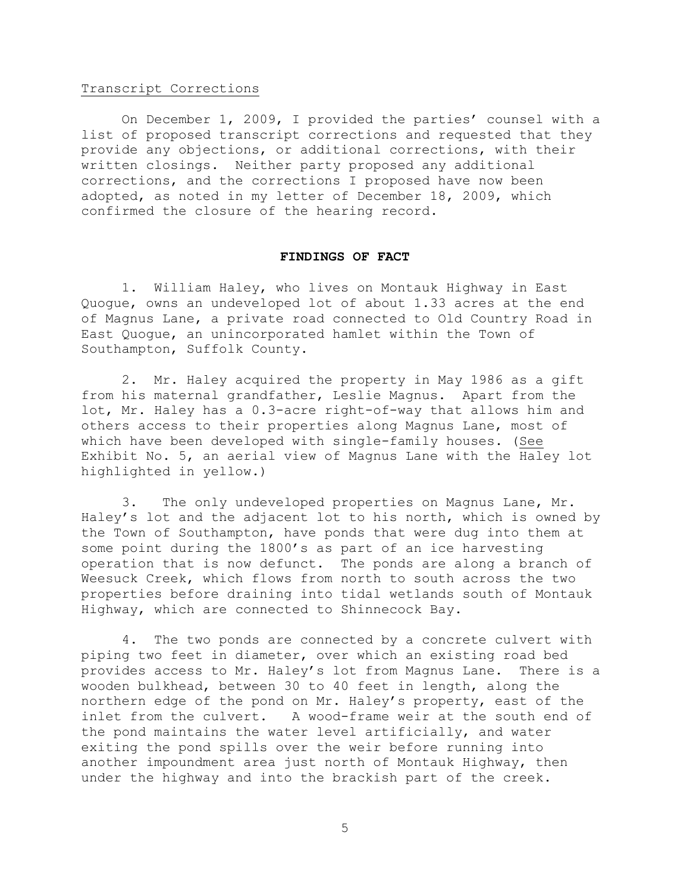Transcript Corrections

On December 1, 2009, I provided the parties' counsel with a list of proposed transcript corrections and requested that they provide any objections, or additional corrections, with their written closings. Neither party proposed any additional corrections, and the corrections I proposed have now been adopted, as noted in my letter of December 18, 2009, which confirmed the closure of the hearing record.

## FINDINGS OF FACT

1. William Haley, who lives on Montauk Highway in East Quogue, owns an undeveloped lot of about 1.33 acres at the end of Magnus Lane, a private road connected to Old Country Road in East Quogue, an unincorporated hamlet within the Town of Southampton, Suffolk County.

2. Mr. Haley acquired the property in May 1986 as a gift from his maternal grandfather, Leslie Magnus. Apart from the lot, Mr. Haley has a 0.3-acre right-of-way that allows him and others access to their properties along Magnus Lane, most of which have been developed with single-family houses. (See Exhibit No. 5, an aerial view of Magnus Lane with the Haley lot highlighted in yellow.)

3. The only undeveloped properties on Magnus Lane, Mr. Haley's lot and the adjacent lot to his north, which is owned by the Town of Southampton, have ponds that were dug into them at some point during the 1800's as part of an ice harvesting operation that is now defunct. The ponds are along a branch of Weesuck Creek, which flows from north to south across the two properties before draining into tidal wetlands south of Montauk Highway, which are connected to Shinnecock Bay.

4. The two ponds are connected by a concrete culvert with piping two feet in diameter, over which an existing road bed provides access to Mr. Haley's lot from Magnus Lane. There is a wooden bulkhead, between 30 to 40 feet in length, along the northern edge of the pond on Mr. Haley's property, east of the inlet from the culvert. A wood-frame weir at the south end of the pond maintains the water level artificially, and water exiting the pond spills over the weir before running into another impoundment area just north of Montauk Highway, then under the highway and into the brackish part of the creek.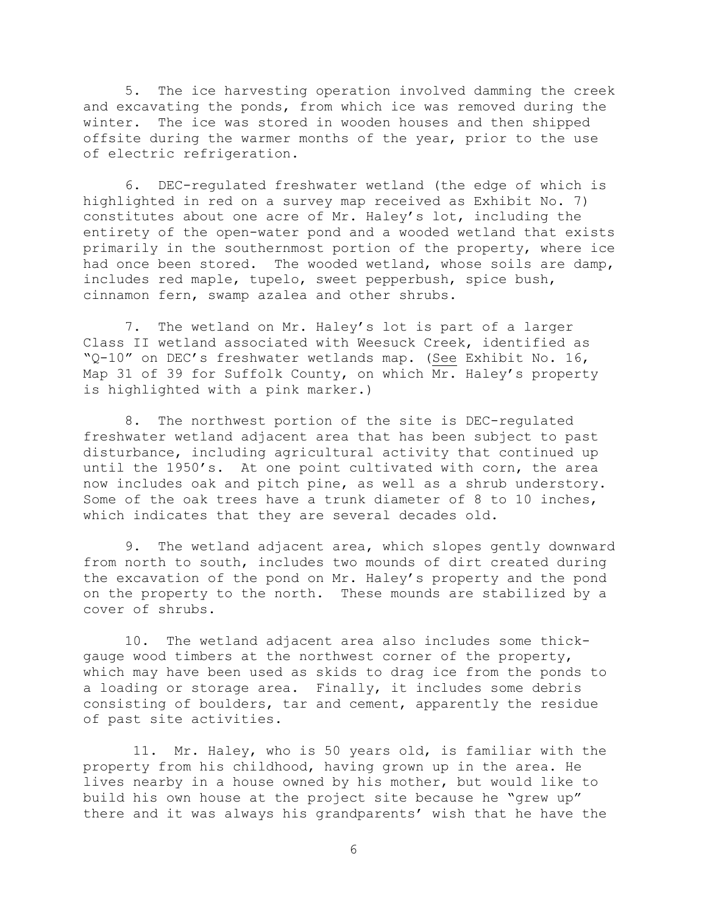5. The ice harvesting operation involved damming the creek and excavating the ponds, from which ice was removed during the winter. The ice was stored in wooden houses and then shipped offsite during the warmer months of the year, prior to the use of electric refrigeration.

6. DEC-regulated freshwater wetland (the edge of which is highlighted in red on a survey map received as Exhibit No. 7) constitutes about one acre of Mr. Haley's lot, including the entirety of the open-water pond and a wooded wetland that exists primarily in the southernmost portion of the property, where ice had once been stored. The wooded wetland, whose soils are damp, includes red maple, tupelo, sweet pepperbush, spice bush, cinnamon fern, swamp azalea and other shrubs.

7. The wetland on Mr. Haley's lot is part of a larger Class II wetland associated with Weesuck Creek, identified as "Q-10" on DEC's freshwater wetlands map. (See Exhibit No. 16, Map 31 of 39 for Suffolk County, on which Mr. Haley's property is highlighted with a pink marker.)

8. The northwest portion of the site is DEC-regulated freshwater wetland adjacent area that has been subject to past disturbance, including agricultural activity that continued up until the 1950's. At one point cultivated with corn, the area now includes oak and pitch pine, as well as a shrub understory. Some of the oak trees have a trunk diameter of 8 to 10 inches, which indicates that they are several decades old.

9. The wetland adjacent area, which slopes gently downward from north to south, includes two mounds of dirt created during the excavation of the pond on Mr. Haley's property and the pond on the property to the north. These mounds are stabilized by a cover of shrubs.

10. The wetland adjacent area also includes some thick-gauge wood timbers at the northwest corner of the property, which may have been used as skids to drag ice from the ponds to a loading or storage area. Finally, it includes some debris consisting of boulders, tar and cement, apparently the residue of past site activities.

11. Mr. Haley, who is 50 years old, is familiar with the property from his childhood, having grown up in the area. He lives nearby in a house owned by his mother, but would like to build his own house at the project site because he "grew up" there and it was always his grandparents' wish that he have the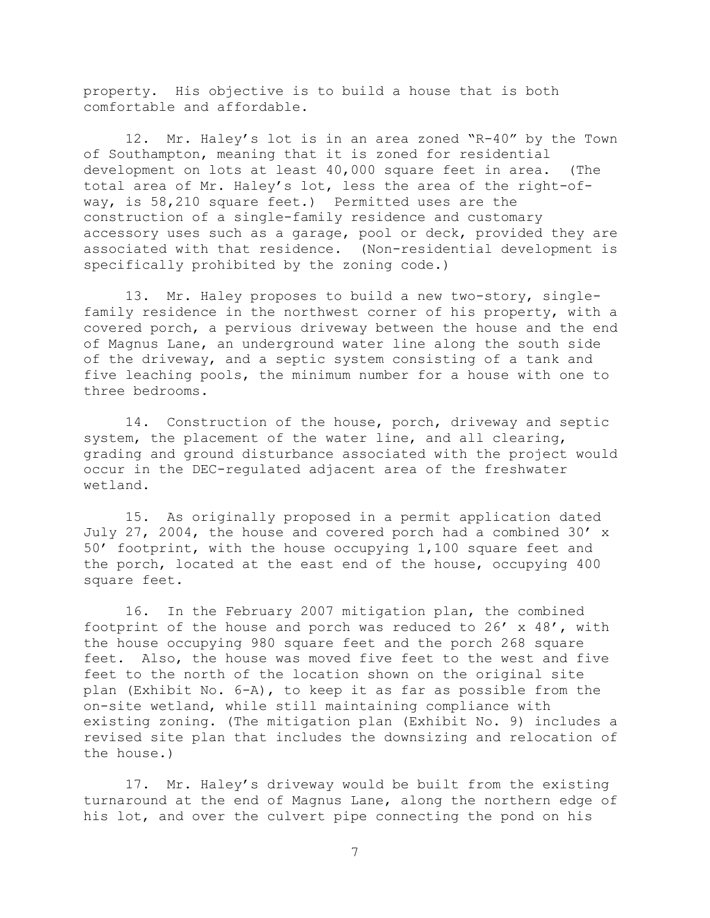property. His objective is to build a house that is both comfortable and affordable.

12. Mr. Haley's lot is in an area zoned "R-40" by the Town of Southampton, meaning that it is zoned for residential development on lots at least 40,000 square feet in area. (The total area of Mr. Haley's lot, less the area of the right-of-way, is 58,210 square feet.) Permitted uses are the construction of a single-family residence and customary accessory uses such as a garage, pool or deck, provided they are associated with that residence. (Non-residential development is specifically prohibited by the zoning code.)

13. Mr. Haley proposes to build a new two-story, single-family residence in the northwest corner of his property, with a covered porch, a pervious driveway between the house and the end of Magnus Lane, an underground water line along the south side of the driveway, and a septic system consisting of a tank and five leaching pools, the minimum number for a house with one to three bedrooms.

14. Construction of the house, porch, driveway and septic system, the placement of the water line, and all clearing, grading and ground disturbance associated with the project would occur in the DEC-regulated adjacent area of the freshwater wetland.

15. As originally proposed in a permit application dated July 27, 2004, the house and covered porch had a combined 30' x 50' footprint, with the house occupying 1,100 square feet and the porch, located at the east end of the house, occupying 400 square feet.

16. In the February 2007 mitigation plan, the combined footprint of the house and porch was reduced to 26' x 48', with the house occupying 980 square feet and the porch 268 square feet. Also, the house was moved five feet to the west and five feet to the north of the location shown on the original site plan (Exhibit No. 6-A), to keep it as far as possible from the on-site wetland, while still maintaining compliance with existing zoning. (The mitigation plan (Exhibit No. 9) includes a revised site plan that includes the downsizing and relocation of the house.)

17. Mr. Haley's driveway would be built from the existing turnaround at the end of Magnus Lane, along the northern edge of his lot, and over the culvert pipe connecting the pond on his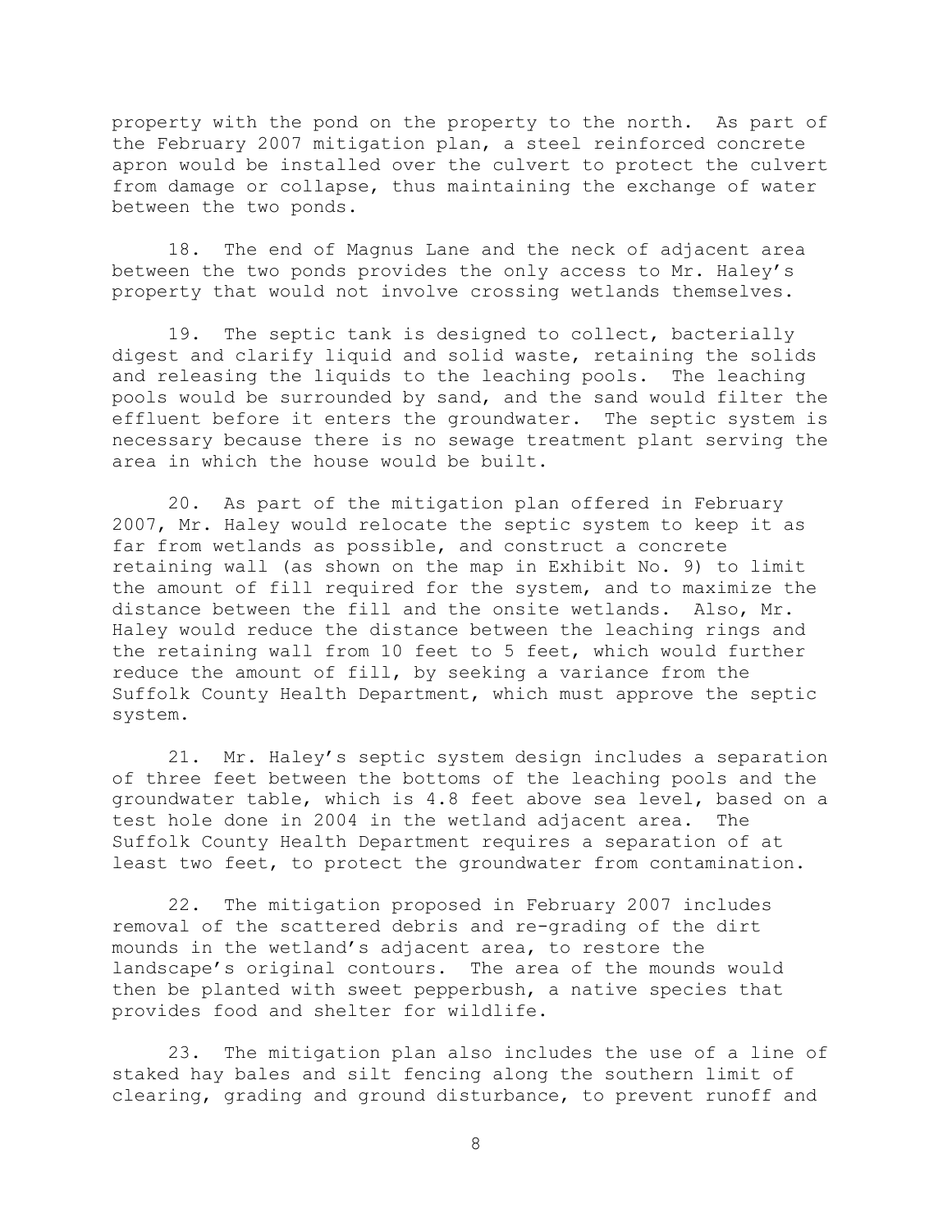property with the pond on the property to the north. As part of the February 2007 mitigation plan, a steel reinforced concrete apron would be installed over the culvert to protect the culvert from damage or collapse, thus maintaining the exchange of water between the two ponds.

18. The end of Magnus Lane and the neck of adjacent area between the two ponds provides the only access to Mr. Haley's property that would not involve crossing wetlands themselves.

19. The septic tank is designed to collect, bacterially digest and clarify liquid and solid waste, retaining the solids and releasing the liquids to the leaching pools. The leaching pools would be surrounded by sand, and the sand would filter the effluent before it enters the groundwater. The septic system is necessary because there is no sewage treatment plant serving the area in which the house would be built.

20. As part of the mitigation plan offered in February 2007, Mr. Haley would relocate the septic system to keep it as far from wetlands as possible, and construct a concrete retaining wall (as shown on the map in Exhibit No. 9) to limit the amount of fill required for the system, and to maximize the distance between the fill and the onsite wetlands. Also, Mr. Haley would reduce the distance between the leaching rings and the retaining wall from 10 feet to 5 feet, which would further reduce the amount of fill, by seeking a variance from the Suffolk County Health Department, which must approve the septic system.

21. Mr. Haley's septic system design includes a separation of three feet between the bottoms of the leaching pools and the groundwater table, which is 4.8 feet above sea level, based on a test hole done in 2004 in the wetland adjacent area. The Suffolk County Health Department requires a separation of at least two feet, to protect the groundwater from contamination.

22. The mitigation proposed in February 2007 includes removal of the scattered debris and re-grading of the dirt mounds in the wetland's adjacent area, to restore the landscape's original contours. The area of the mounds would then be planted with sweet pepperbush, a native species that provides food and shelter for wildlife.

23. The mitigation plan also includes the use of a line of staked hay bales and silt fencing along the southern limit of clearing, grading and ground disturbance, to prevent runoff and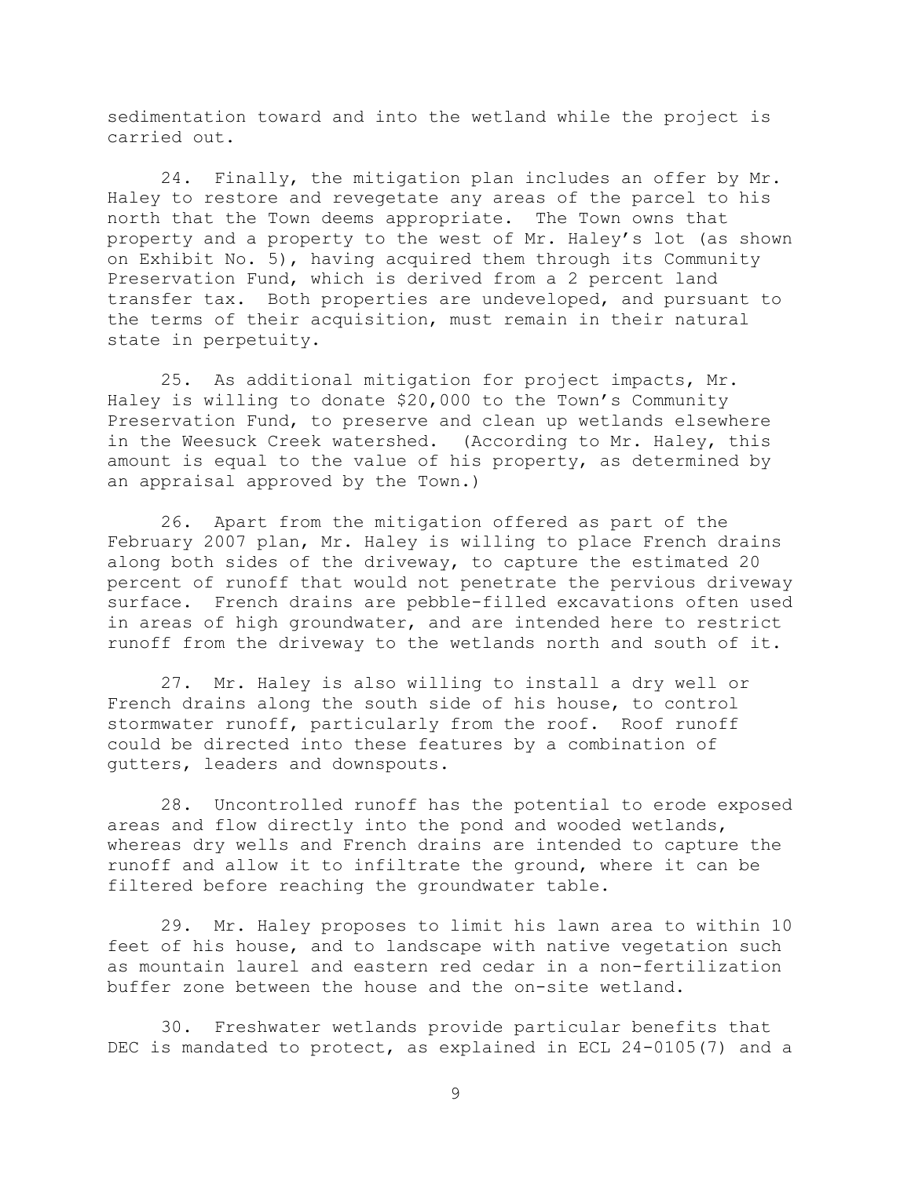sedimentation toward and into the wetland while the project is carried out.

24. Finally, the mitigation plan includes an offer by Mr. Haley to restore and revegetate any areas of the parcel to his north that the Town deems appropriate. The Town owns that property and a property to the west of Mr. Haley's lot (as shown on Exhibit No. 5), having acquired them through its Community Preservation Fund, which is derived from a 2 percent land transfer tax. Both properties are undeveloped, and pursuant to the terms of their acquisition, must remain in their natural state in perpetuity.

25. As additional mitigation for project impacts, Mr. Haley is willing to donate $20,000 to the Town's Community Preservation Fund, to preserve and clean up wetlands elsewhere in the Weesuck Creek watershed. (According to Mr. Haley, this amount is equal to the value of his property, as determined by an appraisal approved by the Town.)

26. Apart from the mitigation offered as part of the February 2007 plan, Mr. Haley is willing to place French drains along both sides of the driveway, to capture the estimated 20 percent of runoff that would not penetrate the pervious driveway surface. French drains are pebble-filled excavations often used in areas of high groundwater, and are intended here to restrict runoff from the driveway to the wetlands north and south of it.

27. Mr. Haley is also willing to install a dry well or French drains along the south side of his house, to control stormwater runoff, particularly from the roof. Roof runoff could be directed into these features by a combination of gutters, leaders and downspouts.

28. Uncontrolled runoff has the potential to erode exposed areas and flow directly into the pond and wooded wetlands, whereas dry wells and French drains are intended to capture the runoff and allow it to infiltrate the ground, where it can be filtered before reaching the groundwater table.

29. Mr. Haley proposes to limit his lawn area to within 10 feet of his house, and to landscape with native vegetation such as mountain laurel and eastern red cedar in a non-fertilization buffer zone between the house and the on-site wetland.

30. Freshwater wetlands provide particular benefits that DEC is mandated to protect, as explained in ECL 24-0105(7) and a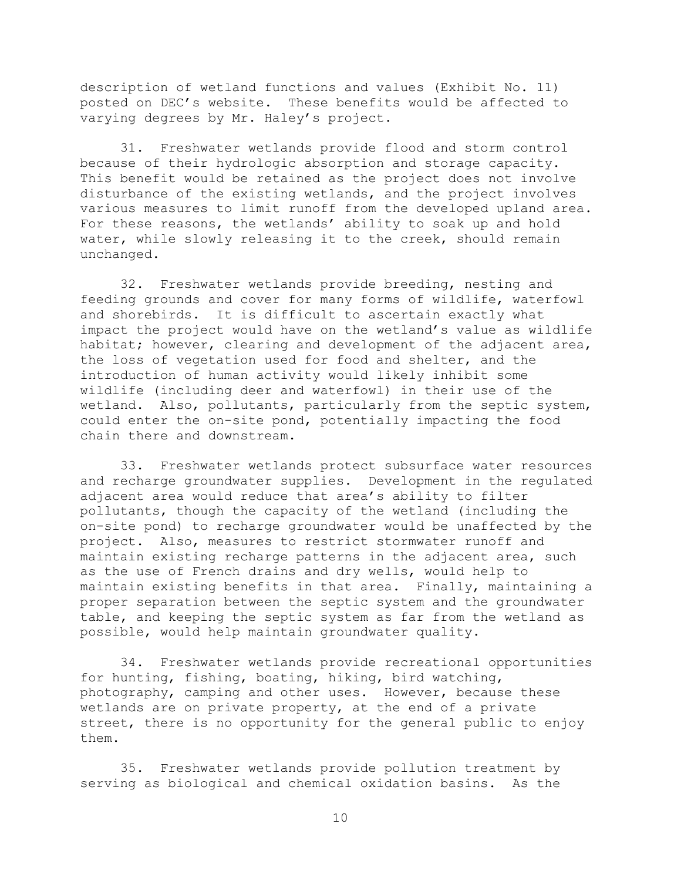description of wetland functions and values (Exhibit No. 11) posted on DEC's website. These benefits would be affected to varying degrees by Mr. Haley's project.

31. Freshwater wetlands provide flood and storm control because of their hydrologic absorption and storage capacity. This benefit would be retained as the project does not involve disturbance of the existing wetlands, and the project involves various measures to limit runoff from the developed upland area. For these reasons, the wetlands' ability to soak up and hold water, while slowly releasing it to the creek, should remain unchanged.

32. Freshwater wetlands provide breeding, nesting and feeding grounds and cover for many forms of wildlife, waterfowl and shorebirds. It is difficult to ascertain exactly what impact the project would have on the wetland's value as wildlife habitat; however, clearing and development of the adjacent area, the loss of vegetation used for food and shelter, and the introduction of human activity would likely inhibit some wildlife (including deer and waterfowl) in their use of the wetland. Also, pollutants, particularly from the septic system, could enter the on-site pond, potentially impacting the food chain there and downstream.

33. Freshwater wetlands protect subsurface water resources and recharge groundwater supplies. Development in the regulated adjacent area would reduce that area's ability to filter pollutants, though the capacity of the wetland (including the on-site pond) to recharge groundwater would be unaffected by the project. Also, measures to restrict stormwater runoff and maintain existing recharge patterns in the adjacent area, such as the use of French drains and dry wells, would help to maintain existing benefits in that area. Finally, maintaining a proper separation between the septic system and the groundwater table, and keeping the septic system as far from the wetland as possible, would help maintain groundwater quality.

34. Freshwater wetlands provide recreational opportunities for hunting, fishing, boating, hiking, bird watching, photography, camping and other uses. However, because these wetlands are on private property, at the end of a private street, there is no opportunity for the general public to enjoy them.

35. Freshwater wetlands provide pollution treatment by serving as biological and chemical oxidation basins. As the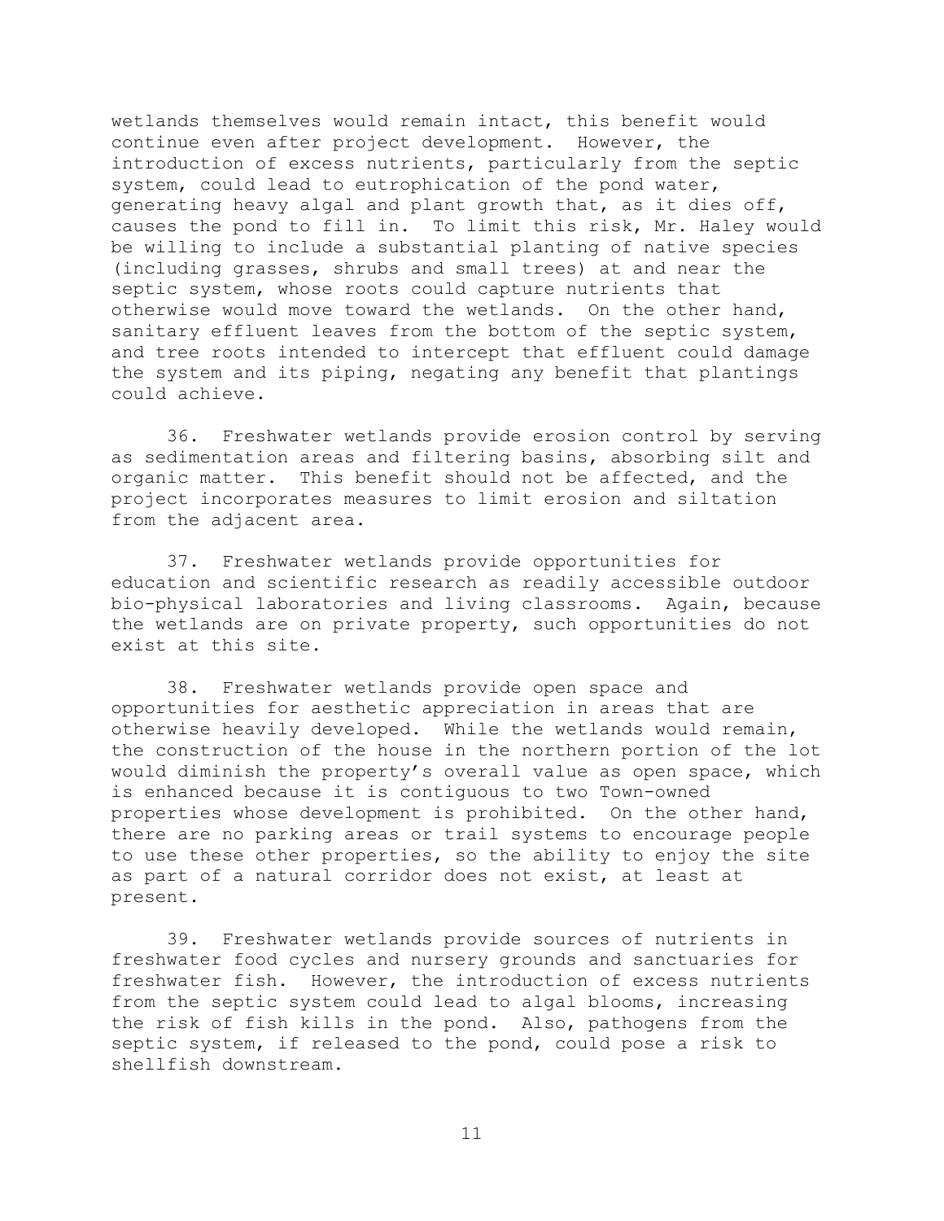wetlands themselves would remain intact, this benefit would continue even after project development. However, the introduction of excess nutrients, particularly from the septic system, could lead to eutrophication of the pond water, generating heavy algal and plant growth that, as it dies off, causes the pond to fill in. To limit this risk, Mr. Haley would be willing to include a substantial planting of native species (including grasses, shrubs and small trees) at and near the septic system, whose roots could capture nutrients that otherwise would move toward the wetlands. On the other hand, sanitary effluent leaves from the bottom of the septic system, and tree roots intended to intercept that effluent could damage the system and its piping, negating any benefit that plantings could achieve.

36. Freshwater wetlands provide erosion control by serving as sedimentation areas and filtering basins, absorbing silt and organic matter. This benefit should not be affected, and the project incorporates measures to limit erosion and siltation from the adjacent area.

37. Freshwater wetlands provide opportunities for education and scientific research as readily accessible outdoor bio-physical laboratories and living classrooms. Again, because the wetlands are on private property, such opportunities do not exist at this site.

38. Freshwater wetlands provide open space and opportunities for aesthetic appreciation in areas that are otherwise heavily developed. While the wetlands would remain, the construction of the house in the northern portion of the lot would diminish the property's overall value as open space, which is enhanced because it is contiguous to two Town-owned properties whose development is prohibited. On the other hand, there are no parking areas or trail systems to encourage people to use these other properties, so the ability to enjoy the site as part of a natural corridor does not exist, at least at present.

39. Freshwater wetlands provide sources of nutrients in freshwater food cycles and nursery grounds and sanctuaries for freshwater fish. However, the introduction of excess nutrients from the septic system could lead to algal blooms, increasing the risk of fish kills in the pond. Also, pathogens from the septic system, if released to the pond, could pose a risk to shellfish downstream.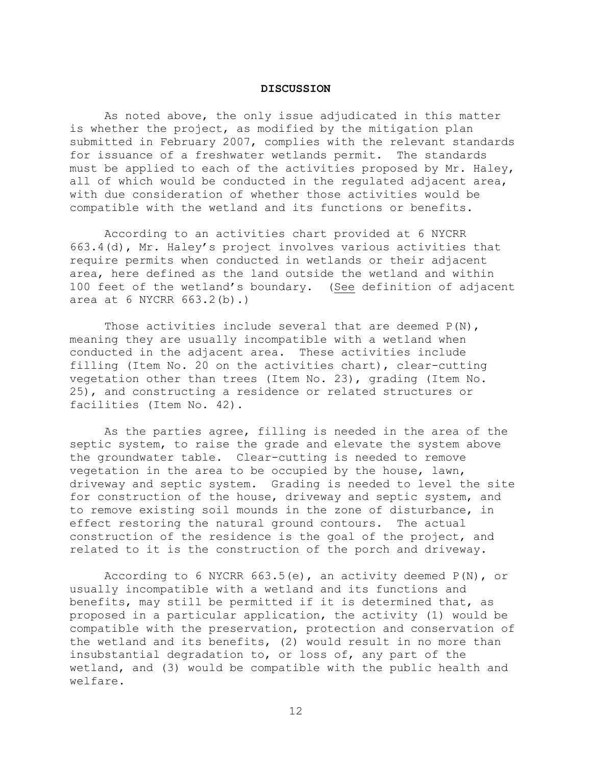## DISCUSSION

As noted above, the only issue adjudicated in this matter is whether the project, as modified by the mitigation plan submitted in February 2007, complies with the relevant standards for issuance of a freshwater wetlands permit. The standards must be applied to each of the activities proposed by Mr. Haley, all of which would be conducted in the regulated adjacent area, with due consideration of whether those activities would be compatible with the wetland and its functions or benefits.

According to an activities chart provided at 6 NYCRR 663.4(d), Mr. Haley's project involves various activities that require permits when conducted in wetlands or their adjacent area, here defined as the land outside the wetland and within 100 feet of the wetland's boundary. (See definition of adjacent area at 6 NYCRR 663.2(b).)

Those activities include several that are deemed P(N), meaning they are usually incompatible with a wetland when conducted in the adjacent area. These activities include filling (Item No. 20 on the activities chart), clear-cutting vegetation other than trees (Item No. 23), grading (Item No. 25), and constructing a residence or related structures or facilities (Item No. 42).

As the parties agree, filling is needed in the area of the septic system, to raise the grade and elevate the system above the groundwater table. Clear-cutting is needed to remove vegetation in the area to be occupied by the house, lawn, driveway and septic system. Grading is needed to level the site for construction of the house, driveway and septic system, and to remove existing soil mounds in the zone of disturbance, in effect restoring the natural ground contours. The actual construction of the residence is the goal of the project, and related to it is the construction of the porch and driveway.

According to 6 NYCRR 663.5(e), an activity deemed P(N), or usually incompatible with a wetland and its functions and benefits, may still be permitted if it is determined that, as proposed in a particular application, the activity (1) would be compatible with the preservation, protection and conservation of the wetland and its benefits, (2) would result in no more than insubstantial degradation to, or loss of, any part of the wetland, and (3) would be compatible with the public health and welfare.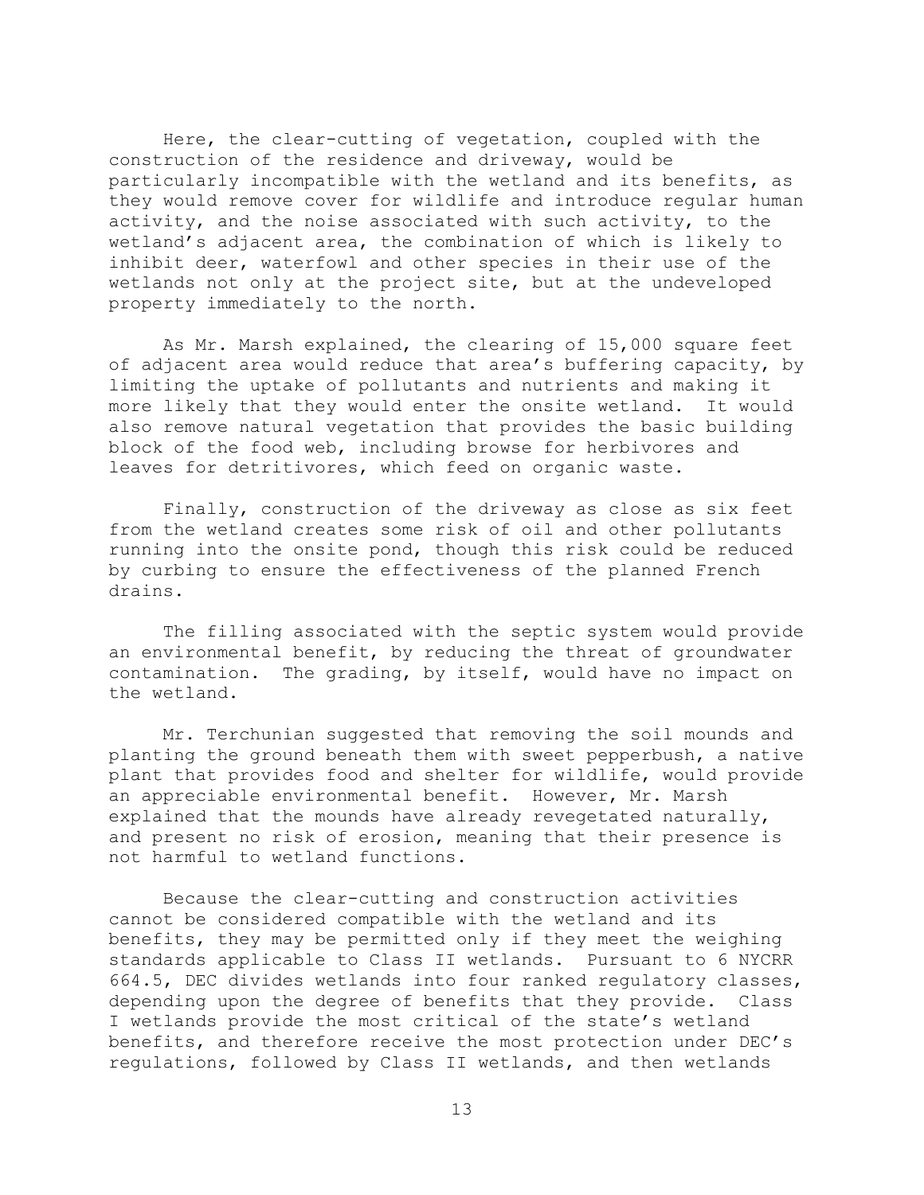Here, the clear-cutting of vegetation, coupled with the construction of the residence and driveway, would be particularly incompatible with the wetland and its benefits, as they would remove cover for wildlife and introduce regular human activity, and the noise associated with such activity, to the wetland's adjacent area, the combination of which is likely to inhibit deer, waterfowl and other species in their use of the wetlands not only at the project site, but at the undeveloped property immediately to the north.

As Mr. Marsh explained, the clearing of 15,000 square feet of adjacent area would reduce that area's buffering capacity, by limiting the uptake of pollutants and nutrients and making it more likely that they would enter the onsite wetland. It would also remove natural vegetation that provides the basic building block of the food web, including browse for herbivores and leaves for detritivores, which feed on organic waste.

Finally, construction of the driveway as close as six feet from the wetland creates some risk of oil and other pollutants running into the onsite pond, though this risk could be reduced by curbing to ensure the effectiveness of the planned French drains.

The filling associated with the septic system would provide an environmental benefit, by reducing the threat of groundwater contamination. The grading, by itself, would have no impact on the wetland.

Mr. Terchunian suggested that removing the soil mounds and planting the ground beneath them with sweet pepperbush, a native plant that provides food and shelter for wildlife, would provide an appreciable environmental benefit. However, Mr. Marsh explained that the mounds have already revegetated naturally, and present no risk of erosion, meaning that their presence is not harmful to wetland functions.

Because the clear-cutting and construction activities cannot be considered compatible with the wetland and its benefits, they may be permitted only if they meet the weighing standards applicable to Class II wetlands. Pursuant to 6 NYCRR 664.5, DEC divides wetlands into four ranked regulatory classes, depending upon the degree of benefits that they provide. Class I wetlands provide the most critical of the state's wetland benefits, and therefore receive the most protection under DEC's regulations, followed by Class II wetlands, and then wetlands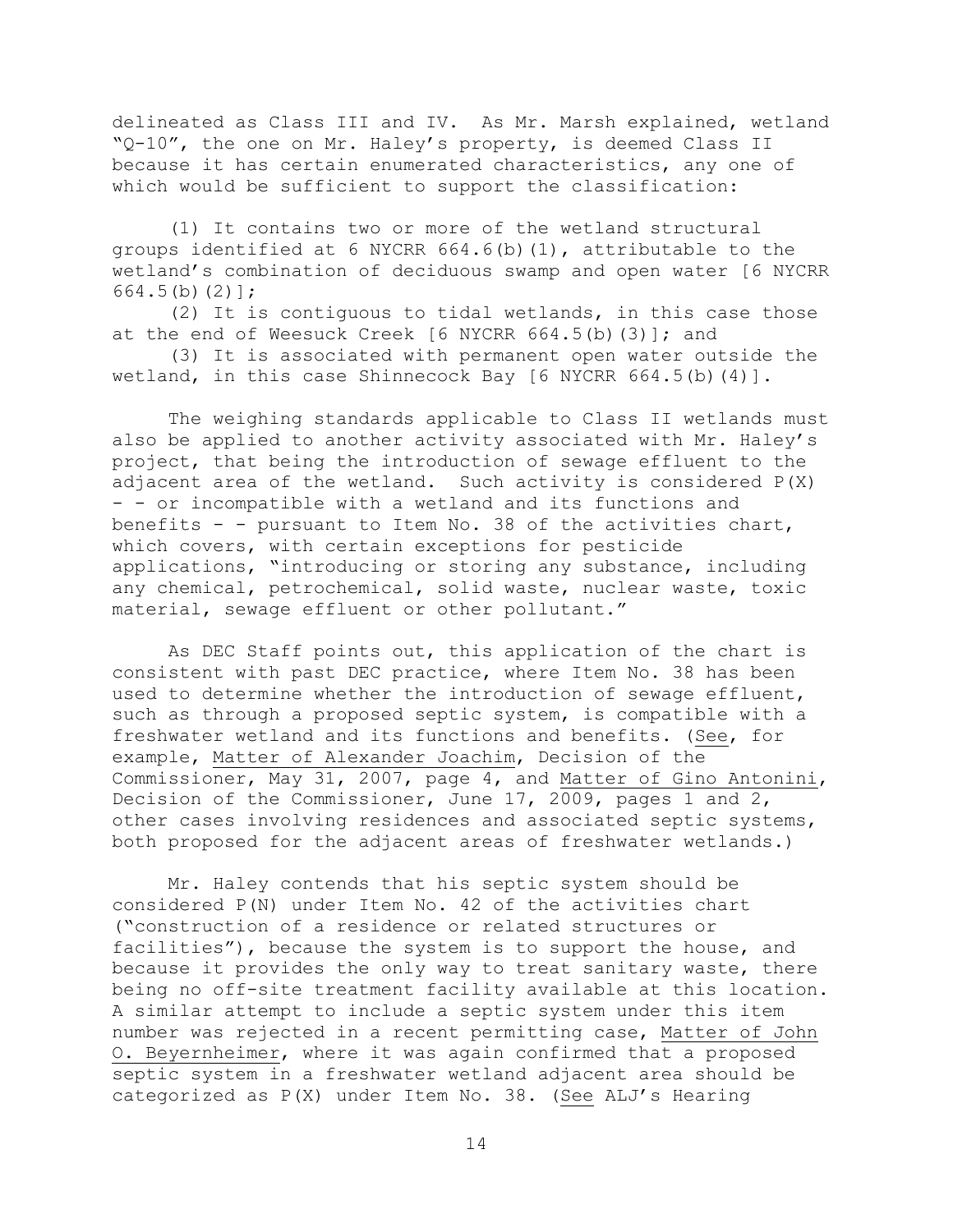delineated as Class III and IV. As Mr. Marsh explained, wetland "Q-10", the one on Mr. Haley's property, is deemed Class II because it has certain enumerated characteristics, any one of which would be sufficient to support the classification:

(1) It contains two or more of the wetland structural groups identified at 6 NYCRR 664.6(b)(1), attributable to the wetland's combination of deciduous swamp and open water [6 NYCRR 664.5(b)(2)];

(2) It is contiguous to tidal wetlands, in this case those at the end of Weesuck Creek [6 NYCRR 664.5(b)(3)]; and

(3) It is associated with permanent open water outside the wetland, in this case Shinnecock Bay [6 NYCRR 664.5(b)(4)].

The weighing standards applicable to Class II wetlands must also be applied to another activity associated with Mr. Haley's project, that being the introduction of sewage effluent to the adjacent area of the wetland. Such activity is considered P(X) - - or incompatible with a wetland and its functions and benefits - - pursuant to Item No. 38 of the activities chart, which covers, with certain exceptions for pesticide applications, "introducing or storing any substance, including any chemical, petrochemical, solid waste, nuclear waste, toxic material, sewage effluent or other pollutant."

As DEC Staff points out, this application of the chart is consistent with past DEC practice, where Item No. 38 has been used to determine whether the introduction of sewage effluent, such as through a proposed septic system, is compatible with a freshwater wetland and its functions and benefits. (See, for example, Matter of Alexander Joachim, Decision of the Commissioner, May 31, 2007, page 4, and Matter of Gino Antonini, Decision of the Commissioner, June 17, 2009, pages 1 and 2, other cases involving residences and associated septic systems, both proposed for the adjacent areas of freshwater wetlands.)

Mr. Haley contends that his septic system should be considered P(N) under Item No. 42 of the activities chart ("construction of a residence or related structures or facilities"), because the system is to support the house, and because it provides the only way to treat sanitary waste, there being no off-site treatment facility available at this location. A similar attempt to include a septic system under this item number was rejected in a recent permitting case, Matter of John O. Beyernheimer, where it was again confirmed that a proposed septic system in a freshwater wetland adjacent area should be categorized as P(X) under Item No. 38. (See ALJ's Hearing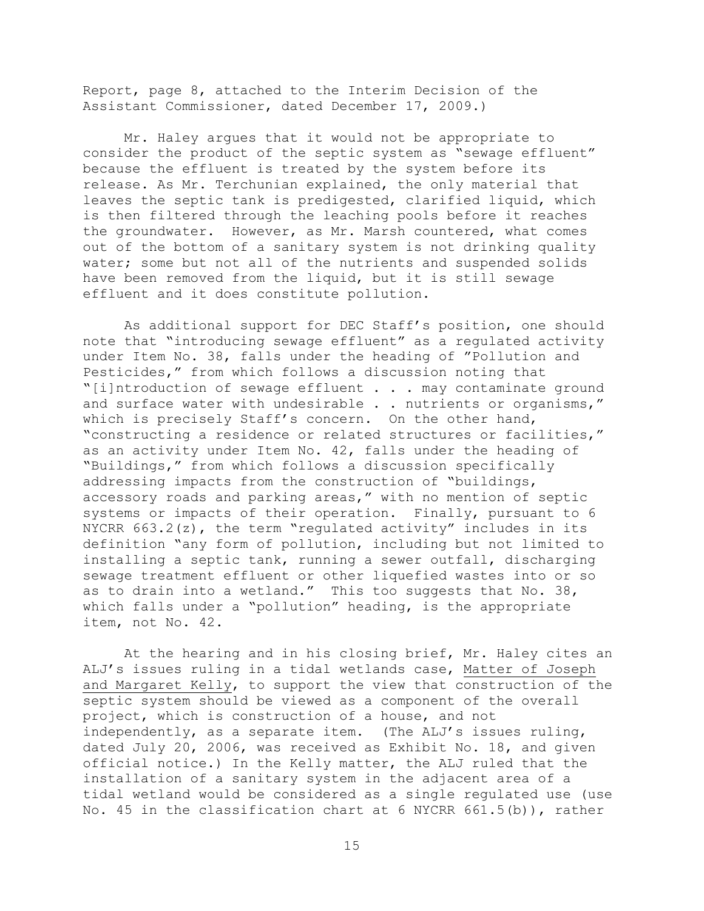Report, page 8, attached to the Interim Decision of the Assistant Commissioner, dated December 17, 2009.)

Mr. Haley argues that it would not be appropriate to consider the product of the septic system as "sewage effluent" because the effluent is treated by the system before its release. As Mr. Terchunian explained, the only material that leaves the septic tank is predigested, clarified liquid, which is then filtered through the leaching pools before it reaches the groundwater. However, as Mr. Marsh countered, what comes out of the bottom of a sanitary system is not drinking quality water; some but not all of the nutrients and suspended solids have been removed from the liquid, but it is still sewage effluent and it does constitute pollution.

As additional support for DEC Staff's position, one should note that "introducing sewage effluent" as a regulated activity under Item No. 38, falls under the heading of "Pollution and Pesticides," from which follows a discussion noting that "[i]ntroduction of sewage effluent . . . may contaminate ground and surface water with undesirable . . nutrients or organisms," which is precisely Staff's concern. On the other hand, "constructing a residence or related structures or facilities," as an activity under Item No. 42, falls under the heading of "Buildings," from which follows a discussion specifically addressing impacts from the construction of "buildings, accessory roads and parking areas," with no mention of septic systems or impacts of their operation. Finally, pursuant to 6 NYCRR 663.2(z), the term "regulated activity" includes in its definition "any form of pollution, including but not limited to installing a septic tank, running a sewer outfall, discharging sewage treatment effluent or other liquefied wastes into or so as to drain into a wetland." This too suggests that No. 38, which falls under a "pollution" heading, is the appropriate item, not No. 42.

At the hearing and in his closing brief, Mr. Haley cites an ALJ's issues ruling in a tidal wetlands case, Matter of Joseph and Margaret Kelly, to support the view that construction of the septic system should be viewed as a component of the overall project, which is construction of a house, and not independently, as a separate item. (The ALJ's issues ruling, dated July 20, 2006, was received as Exhibit No. 18, and given official notice.) In the Kelly matter, the ALJ ruled that the installation of a sanitary system in the adjacent area of a tidal wetland would be considered as a single regulated use (use No. 45 in the classification chart at 6 NYCRR 661.5(b)), rather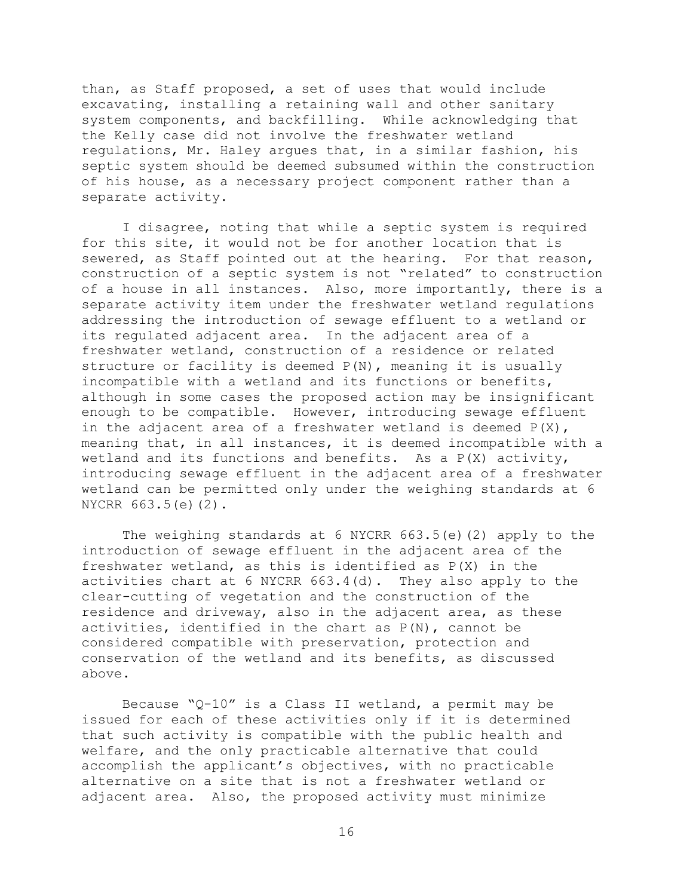than, as Staff proposed, a set of uses that would include excavating, installing a retaining wall and other sanitary system components, and backfilling. While acknowledging that the Kelly case did not involve the freshwater wetland regulations, Mr. Haley argues that, in a similar fashion, his septic system should be deemed subsumed within the construction of his house, as a necessary project component rather than a separate activity.

I disagree, noting that while a septic system is required for this site, it would not be for another location that is sewered, as Staff pointed out at the hearing. For that reason, construction of a septic system is not "related" to construction of a house in all instances. Also, more importantly, there is a separate activity item under the freshwater wetland regulations addressing the introduction of sewage effluent to a wetland or its regulated adjacent area. In the adjacent area of a freshwater wetland, construction of a residence or related structure or facility is deemed P(N), meaning it is usually incompatible with a wetland and its functions or benefits, although in some cases the proposed action may be insignificant enough to be compatible. However, introducing sewage effluent in the adjacent area of a freshwater wetland is deemed P(X), meaning that, in all instances, it is deemed incompatible with a wetland and its functions and benefits. As a P(X) activity, introducing sewage effluent in the adjacent area of a freshwater wetland can be permitted only under the weighing standards at 6 NYCRR 663.5(e)(2).

The weighing standards at 6 NYCRR 663.5(e)(2) apply to the introduction of sewage effluent in the adjacent area of the freshwater wetland, as this is identified as P(X) in the activities chart at 6 NYCRR 663.4(d). They also apply to the clear-cutting of vegetation and the construction of the residence and driveway, also in the adjacent area, as these activities, identified in the chart as P(N), cannot be considered compatible with preservation, protection and conservation of the wetland and its benefits, as discussed above.

Because "Q-10" is a Class II wetland, a permit may be issued for each of these activities only if it is determined that such activity is compatible with the public health and welfare, and the only practicable alternative that could accomplish the applicant's objectives, with no practicable alternative on a site that is not a freshwater wetland or adjacent area. Also, the proposed activity must minimize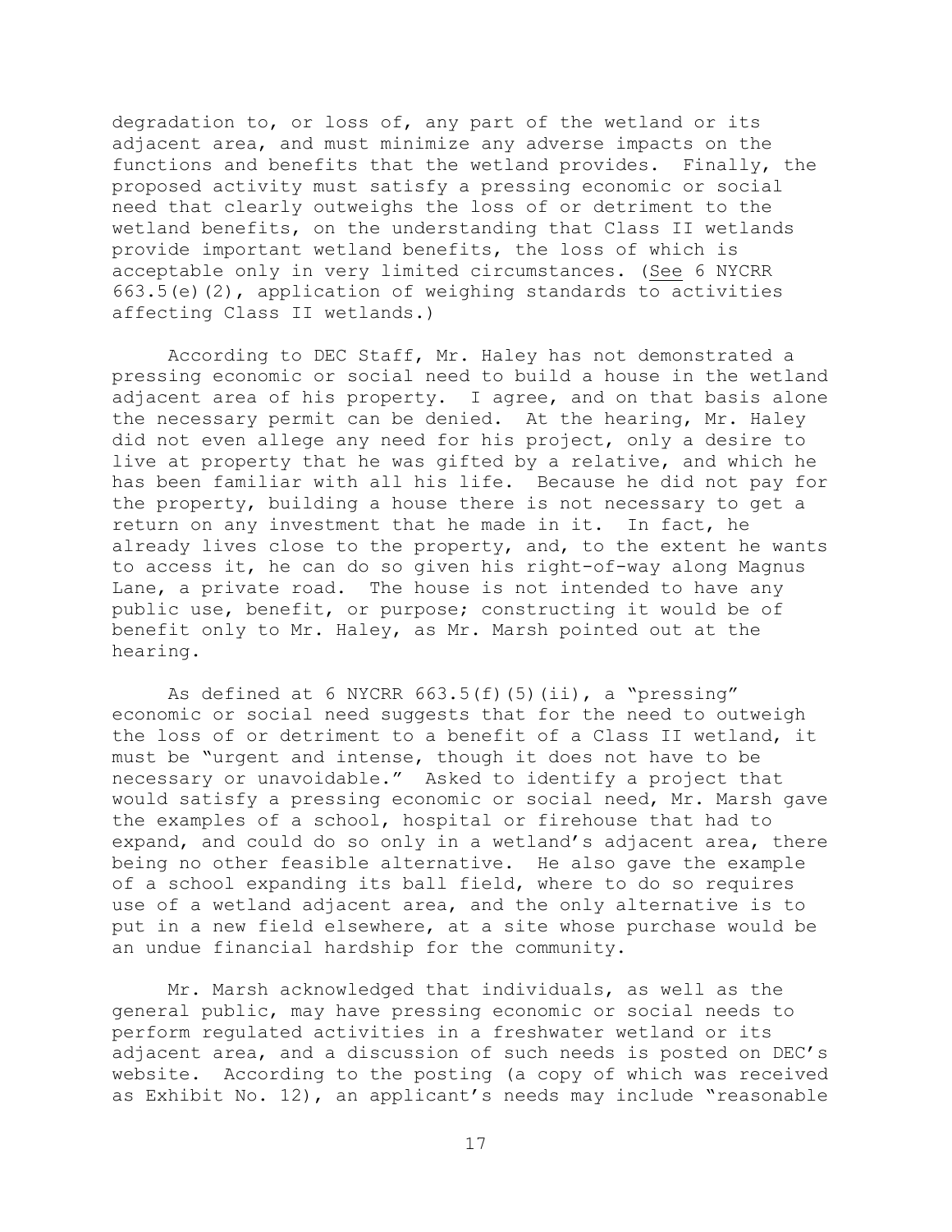degradation to, or loss of, any part of the wetland or its adjacent area, and must minimize any adverse impacts on the functions and benefits that the wetland provides. Finally, the proposed activity must satisfy a pressing economic or social need that clearly outweighs the loss of or detriment to the wetland benefits, on the understanding that Class II wetlands provide important wetland benefits, the loss of which is acceptable only in very limited circumstances. (See 6 NYCRR 663.5(e)(2), application of weighing standards to activities affecting Class II wetlands.)

According to DEC Staff, Mr. Haley has not demonstrated a pressing economic or social need to build a house in the wetland adjacent area of his property. I agree, and on that basis alone the necessary permit can be denied. At the hearing, Mr. Haley did not even allege any need for his project, only a desire to live at property that he was gifted by a relative, and which he has been familiar with all his life. Because he did not pay for the property, building a house there is not necessary to get a return on any investment that he made in it. In fact, he already lives close to the property, and, to the extent he wants to access it, he can do so given his right-of-way along Magnus Lane, a private road. The house is not intended to have any public use, benefit, or purpose; constructing it would be of benefit only to Mr. Haley, as Mr. Marsh pointed out at the hearing.

As defined at 6 NYCRR 663.5(f)(5)(ii), a "pressing" economic or social need suggests that for the need to outweigh the loss of or detriment to a benefit of a Class II wetland, it must be "urgent and intense, though it does not have to be necessary or unavoidable." Asked to identify a project that would satisfy a pressing economic or social need, Mr. Marsh gave the examples of a school, hospital or firehouse that had to expand, and could do so only in a wetland's adjacent area, there being no other feasible alternative. He also gave the example of a school expanding its ball field, where to do so requires use of a wetland adjacent area, and the only alternative is to put in a new field elsewhere, at a site whose purchase would be an undue financial hardship for the community.

Mr. Marsh acknowledged that individuals, as well as the general public, may have pressing economic or social needs to perform regulated activities in a freshwater wetland or its adjacent area, and a discussion of such needs is posted on DEC's website. According to the posting (a copy of which was received as Exhibit No. 12), an applicant's needs may include "reasonable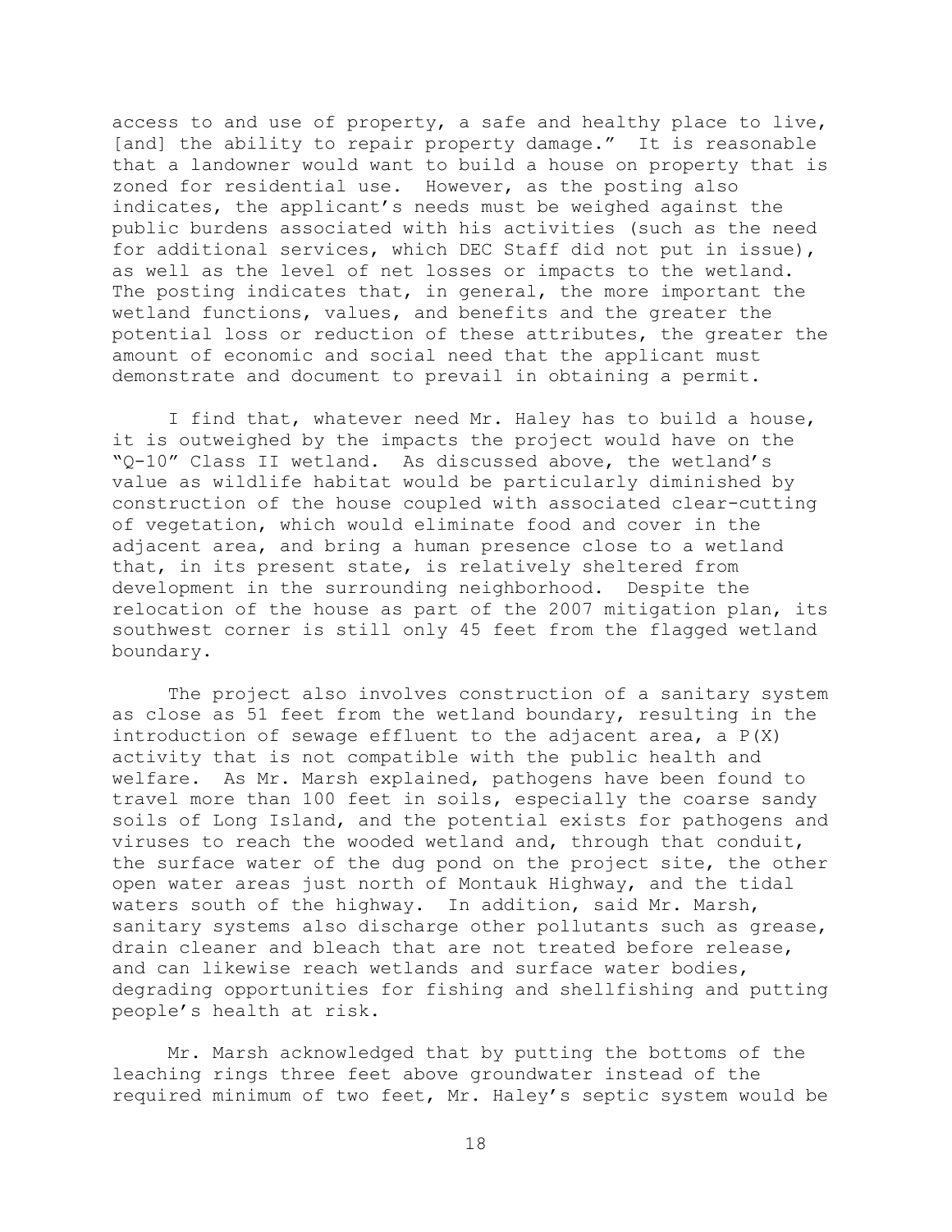access to and use of property, a safe and healthy place to live, [and] the ability to repair property damage." It is reasonable that a landowner would want to build a house on property that is zoned for residential use. However, as the posting also indicates, the applicant's needs must be weighed against the public burdens associated with his activities (such as the need for additional services, which DEC Staff did not put in issue), as well as the level of net losses or impacts to the wetland. The posting indicates that, in general, the more important the wetland functions, values, and benefits and the greater the potential loss or reduction of these attributes, the greater the amount of economic and social need that the applicant must demonstrate and document to prevail in obtaining a permit.

I find that, whatever need Mr. Haley has to build a house, it is outweighed by the impacts the project would have on the "Q-10" Class II wetland. As discussed above, the wetland's value as wildlife habitat would be particularly diminished by construction of the house coupled with associated clear-cutting of vegetation, which would eliminate food and cover in the adjacent area, and bring a human presence close to a wetland that, in its present state, is relatively sheltered from development in the surrounding neighborhood. Despite the relocation of the house as part of the 2007 mitigation plan, its southwest corner is still only 45 feet from the flagged wetland boundary.

The project also involves construction of a sanitary system as close as 51 feet from the wetland boundary, resulting in the introduction of sewage effluent to the adjacent area, a P(X) activity that is not compatible with the public health and welfare. As Mr. Marsh explained, pathogens have been found to travel more than 100 feet in soils, especially the coarse sandy soils of Long Island, and the potential exists for pathogens and viruses to reach the wooded wetland and, through that conduit, the surface water of the dug pond on the project site, the other open water areas just north of Montauk Highway, and the tidal waters south of the highway. In addition, said Mr. Marsh, sanitary systems also discharge other pollutants such as grease, drain cleaner and bleach that are not treated before release, and can likewise reach wetlands and surface water bodies, degrading opportunities for fishing and shellfishing and putting people's health at risk.

Mr. Marsh acknowledged that by putting the bottoms of the leaching rings three feet above groundwater instead of the required minimum of two feet, Mr. Haley's septic system would be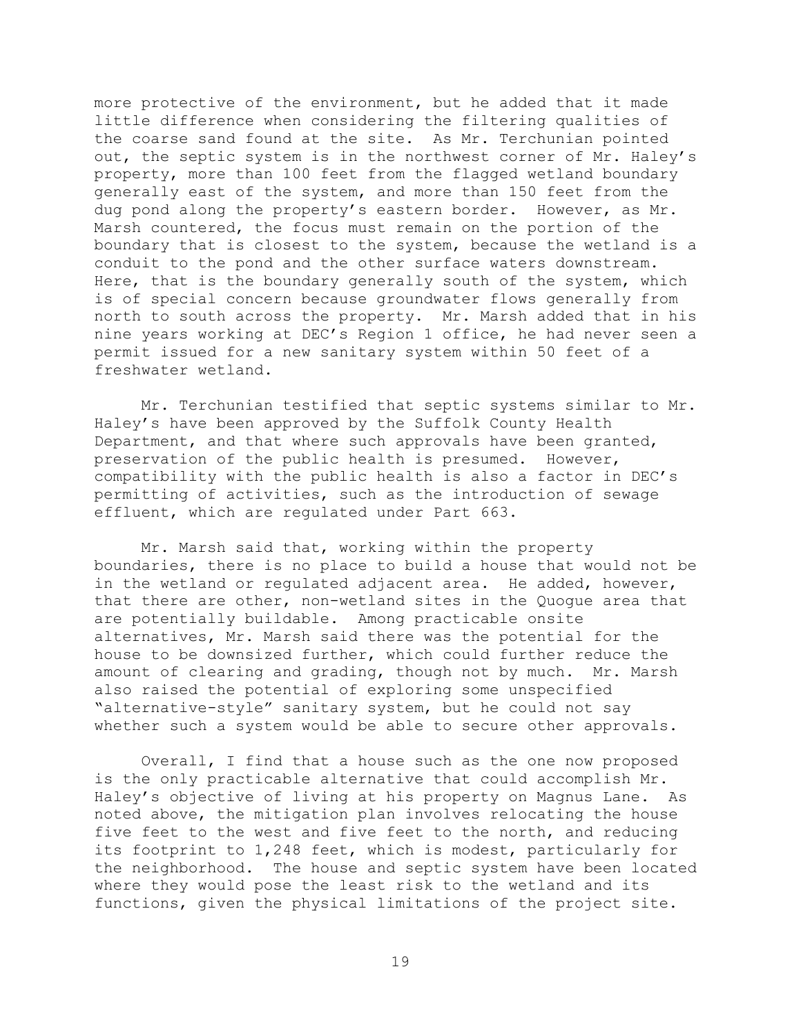more protective of the environment, but he added that it made little difference when considering the filtering qualities of the coarse sand found at the site. As Mr. Terchunian pointed out, the septic system is in the northwest corner of Mr. Haley's property, more than 100 feet from the flagged wetland boundary generally east of the system, and more than 150 feet from the dug pond along the property's eastern border. However, as Mr. Marsh countered, the focus must remain on the portion of the boundary that is closest to the system, because the wetland is a conduit to the pond and the other surface waters downstream. Here, that is the boundary generally south of the system, which is of special concern because groundwater flows generally from north to south across the property. Mr. Marsh added that in his nine years working at DEC's Region 1 office, he had never seen a permit issued for a new sanitary system within 50 feet of a freshwater wetland.

Mr. Terchunian testified that septic systems similar to Mr. Haley's have been approved by the Suffolk County Health Department, and that where such approvals have been granted, preservation of the public health is presumed. However, compatibility with the public health is also a factor in DEC's permitting of activities, such as the introduction of sewage effluent, which are regulated under Part 663.

Mr. Marsh said that, working within the property boundaries, there is no place to build a house that would not be in the wetland or regulated adjacent area. He added, however, that there are other, non-wetland sites in the Quogue area that are potentially buildable. Among practicable onsite alternatives, Mr. Marsh said there was the potential for the house to be downsized further, which could further reduce the amount of clearing and grading, though not by much. Mr. Marsh also raised the potential of exploring some unspecified "alternative-style" sanitary system, but he could not say whether such a system would be able to secure other approvals.

Overall, I find that a house such as the one now proposed is the only practicable alternative that could accomplish Mr. Haley's objective of living at his property on Magnus Lane. As noted above, the mitigation plan involves relocating the house five feet to the west and five feet to the north, and reducing its footprint to 1,248 feet, which is modest, particularly for the neighborhood. The house and septic system have been located where they would pose the least risk to the wetland and its functions, given the physical limitations of the project site.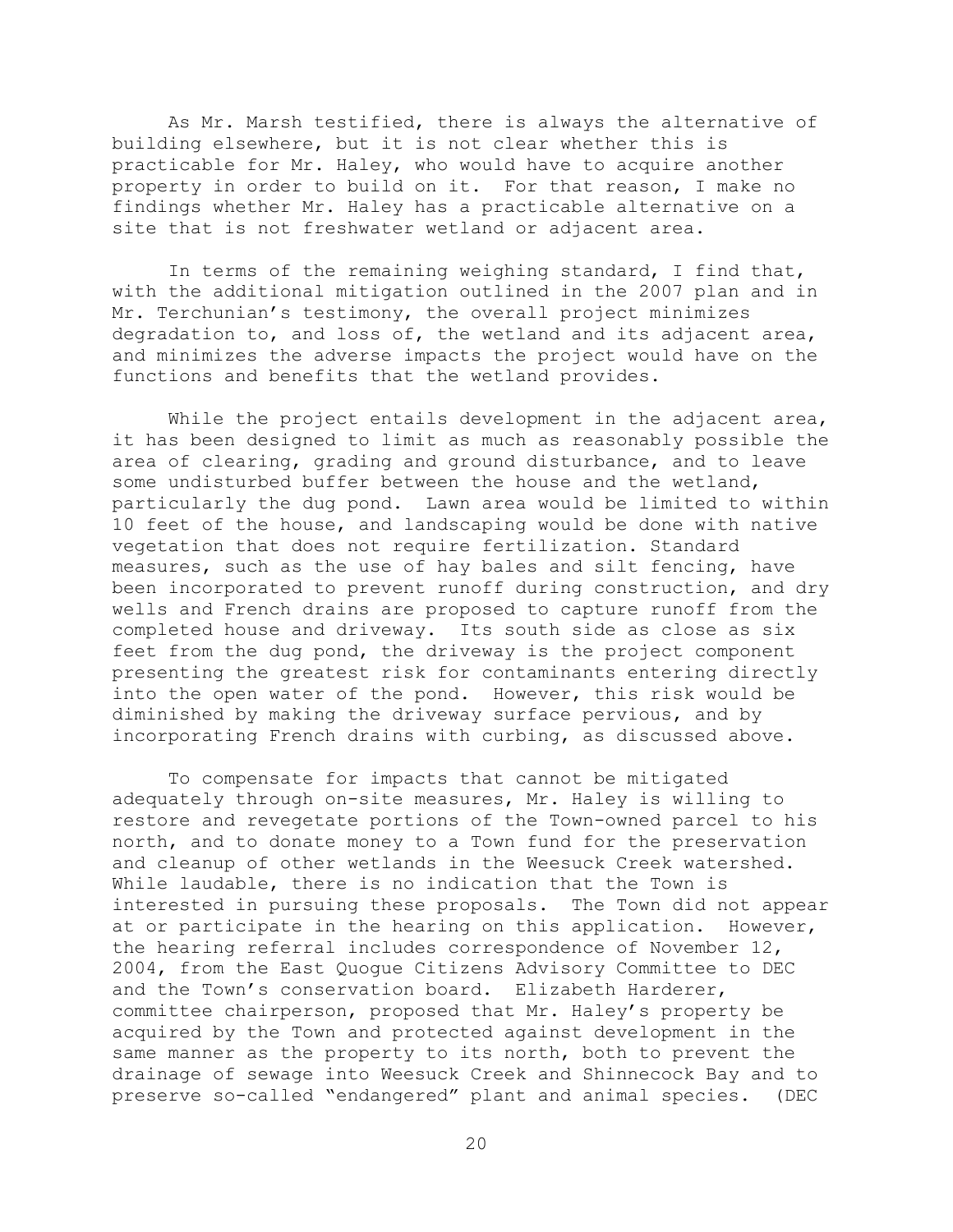As Mr. Marsh testified, there is always the alternative of building elsewhere, but it is not clear whether this is practicable for Mr. Haley, who would have to acquire another property in order to build on it. For that reason, I make no findings whether Mr. Haley has a practicable alternative on a site that is not freshwater wetland or adjacent area.

In terms of the remaining weighing standard, I find that, with the additional mitigation outlined in the 2007 plan and in Mr. Terchunian's testimony, the overall project minimizes degradation to, and loss of, the wetland and its adjacent area, and minimizes the adverse impacts the project would have on the functions and benefits that the wetland provides.

While the project entails development in the adjacent area, it has been designed to limit as much as reasonably possible the area of clearing, grading and ground disturbance, and to leave some undisturbed buffer between the house and the wetland, particularly the dug pond. Lawn area would be limited to within 10 feet of the house, and landscaping would be done with native vegetation that does not require fertilization. Standard measures, such as the use of hay bales and silt fencing, have been incorporated to prevent runoff during construction, and dry wells and French drains are proposed to capture runoff from the completed house and driveway. Its south side as close as six feet from the dug pond, the driveway is the project component presenting the greatest risk for contaminants entering directly into the open water of the pond. However, this risk would be diminished by making the driveway surface pervious, and by incorporating French drains with curbing, as discussed above.

To compensate for impacts that cannot be mitigated adequately through on-site measures, Mr. Haley is willing to restore and revegetate portions of the Town-owned parcel to his north, and to donate money to a Town fund for the preservation and cleanup of other wetlands in the Weesuck Creek watershed. While laudable, there is no indication that the Town is interested in pursuing these proposals. The Town did not appear at or participate in the hearing on this application. However, the hearing referral includes correspondence of November 12, 2004, from the East Quogue Citizens Advisory Committee to DEC and the Town's conservation board. Elizabeth Harderer, committee chairperson, proposed that Mr. Haley's property be acquired by the Town and protected against development in the same manner as the property to its north, both to prevent the drainage of sewage into Weesuck Creek and Shinnecock Bay and to preserve so-called "endangered" plant and animal species. (DEC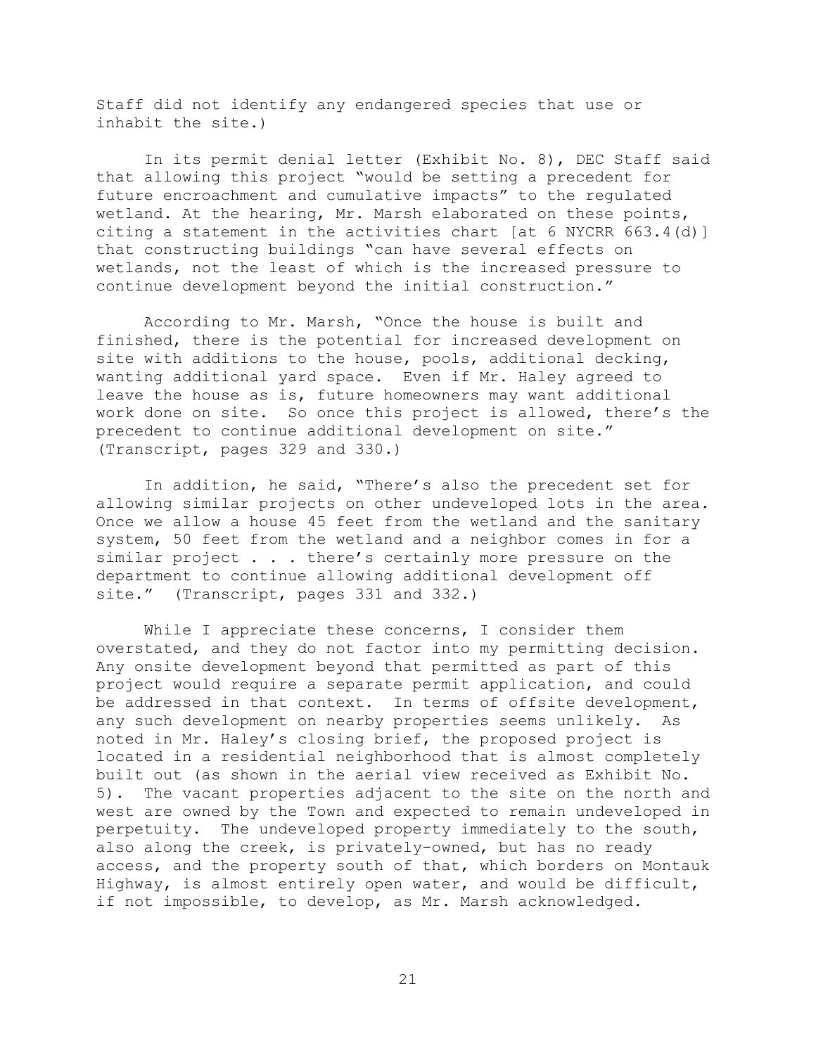Staff did not identify any endangered species that use or inhabit the site.)

In its permit denial letter (Exhibit No. 8), DEC Staff said that allowing this project "would be setting a precedent for future encroachment and cumulative impacts" to the regulated wetland. At the hearing, Mr. Marsh elaborated on these points, citing a statement in the activities chart [at 6 NYCRR 663.4(d)] that constructing buildings "can have several effects on wetlands, not the least of which is the increased pressure to continue development beyond the initial construction."

According to Mr. Marsh, "Once the house is built and finished, there is the potential for increased development on site with additions to the house, pools, additional decking, wanting additional yard space. Even if Mr. Haley agreed to leave the house as is, future homeowners may want additional work done on site. So once this project is allowed, there's the precedent to continue additional development on site." (Transcript, pages 329 and 330.)

In addition, he said, "There's also the precedent set for allowing similar projects on other undeveloped lots in the area. Once we allow a house 45 feet from the wetland and the sanitary system, 50 feet from the wetland and a neighbor comes in for a similar project . . . there's certainly more pressure on the department to continue allowing additional development off site." (Transcript, pages 331 and 332.)

While I appreciate these concerns, I consider them overstated, and they do not factor into my permitting decision. Any onsite development beyond that permitted as part of this project would require a separate permit application, and could be addressed in that context. In terms of offsite development, any such development on nearby properties seems unlikely. As noted in Mr. Haley's closing brief, the proposed project is located in a residential neighborhood that is almost completely built out (as shown in the aerial view received as Exhibit No. 5). The vacant properties adjacent to the site on the north and west are owned by the Town and expected to remain undeveloped in perpetuity. The undeveloped property immediately to the south, also along the creek, is privately-owned, but has no ready access, and the property south of that, which borders on Montauk Highway, is almost entirely open water, and would be difficult, if not impossible, to develop, as Mr. Marsh acknowledged.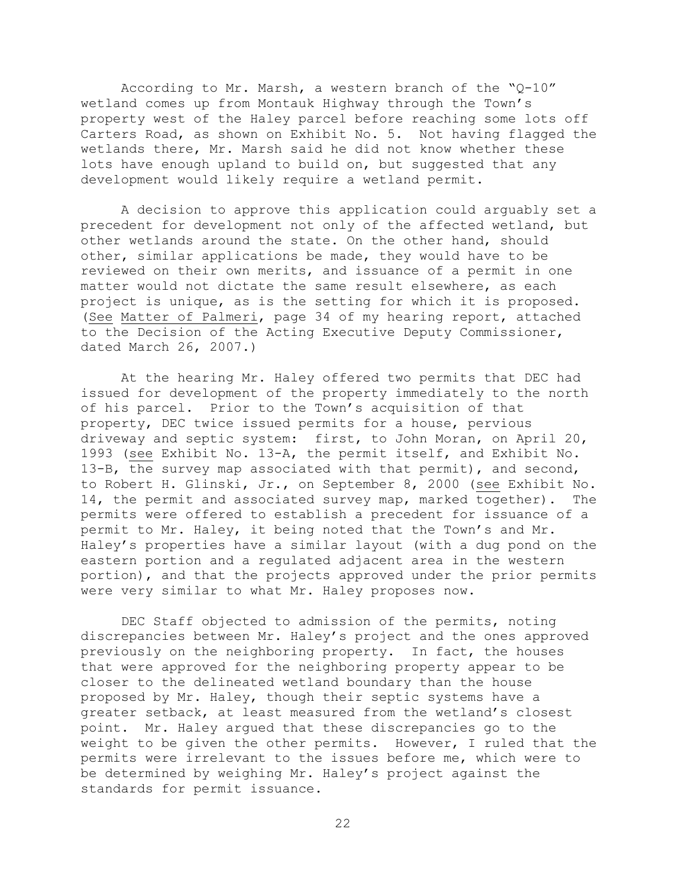According to Mr. Marsh, a western branch of the "Q-10" wetland comes up from Montauk Highway through the Town's property west of the Haley parcel before reaching some lots off Carters Road, as shown on Exhibit No. 5. Not having flagged the wetlands there, Mr. Marsh said he did not know whether these lots have enough upland to build on, but suggested that any development would likely require a wetland permit.

A decision to approve this application could arguably set a precedent for development not only of the affected wetland, but other wetlands around the state. On the other hand, should other, similar applications be made, they would have to be reviewed on their own merits, and issuance of a permit in one matter would not dictate the same result elsewhere, as each project is unique, as is the setting for which it is proposed. (See Matter of Palmeri, page 34 of my hearing report, attached to the Decision of the Acting Executive Deputy Commissioner, dated March 26, 2007.)

At the hearing Mr. Haley offered two permits that DEC had issued for development of the property immediately to the north of his parcel. Prior to the Town's acquisition of that property, DEC twice issued permits for a house, pervious driveway and septic system: first, to John Moran, on April 20, 1993 (see Exhibit No. 13-A, the permit itself, and Exhibit No. 13-B, the survey map associated with that permit), and second, to Robert H. Glinski, Jr., on September 8, 2000 (see Exhibit No. 14, the permit and associated survey map, marked together). The permits were offered to establish a precedent for issuance of a permit to Mr. Haley, it being noted that the Town's and Mr. Haley's properties have a similar layout (with a dug pond on the eastern portion and a regulated adjacent area in the western portion), and that the projects approved under the prior permits were very similar to what Mr. Haley proposes now.

DEC Staff objected to admission of the permits, noting discrepancies between Mr. Haley's project and the ones approved previously on the neighboring property. In fact, the houses that were approved for the neighboring property appear to be closer to the delineated wetland boundary than the house proposed by Mr. Haley, though their septic systems have a greater setback, at least measured from the wetland's closest point. Mr. Haley argued that these discrepancies go to the weight to be given the other permits. However, I ruled that the permits were irrelevant to the issues before me, which were to be determined by weighing Mr. Haley's project against the standards for permit issuance.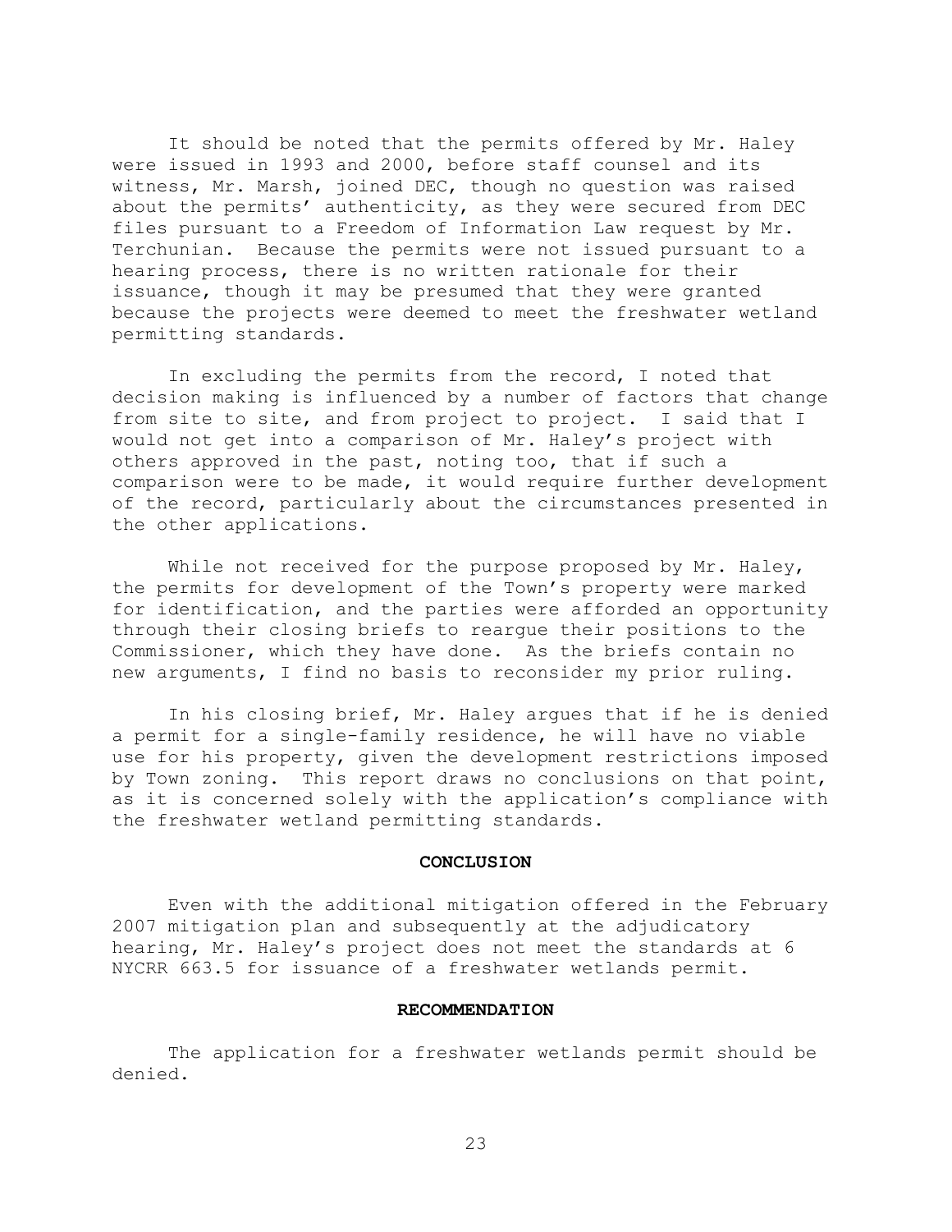It should be noted that the permits offered by Mr. Haley were issued in 1993 and 2000, before staff counsel and its witness, Mr. Marsh, joined DEC, though no question was raised about the permits' authenticity, as they were secured from DEC files pursuant to a Freedom of Information Law request by Mr. Terchunian. Because the permits were not issued pursuant to a hearing process, there is no written rationale for their issuance, though it may be presumed that they were granted because the projects were deemed to meet the freshwater wetland permitting standards.

In excluding the permits from the record, I noted that decision making is influenced by a number of factors that change from site to site, and from project to project. I said that I would not get into a comparison of Mr. Haley's project with others approved in the past, noting too, that if such a comparison were to be made, it would require further development of the record, particularly about the circumstances presented in the other applications.

While not received for the purpose proposed by Mr. Haley, the permits for development of the Town's property were marked for identification, and the parties were afforded an opportunity through their closing briefs to reargue their positions to the Commissioner, which they have done. As the briefs contain no new arguments, I find no basis to reconsider my prior ruling.

In his closing brief, Mr. Haley argues that if he is denied a permit for a single-family residence, he will have no viable use for his property, given the development restrictions imposed by Town zoning. This report draws no conclusions on that point, as it is concerned solely with the application's compliance with the freshwater wetland permitting standards.

## CONCLUSION

Even with the additional mitigation offered in the February 2007 mitigation plan and subsequently at the adjudicatory hearing, Mr. Haley's project does not meet the standards at 6 NYCRR 663.5 for issuance of a freshwater wetlands permit.

## RECOMMENDATION

The application for a freshwater wetlands permit should be denied.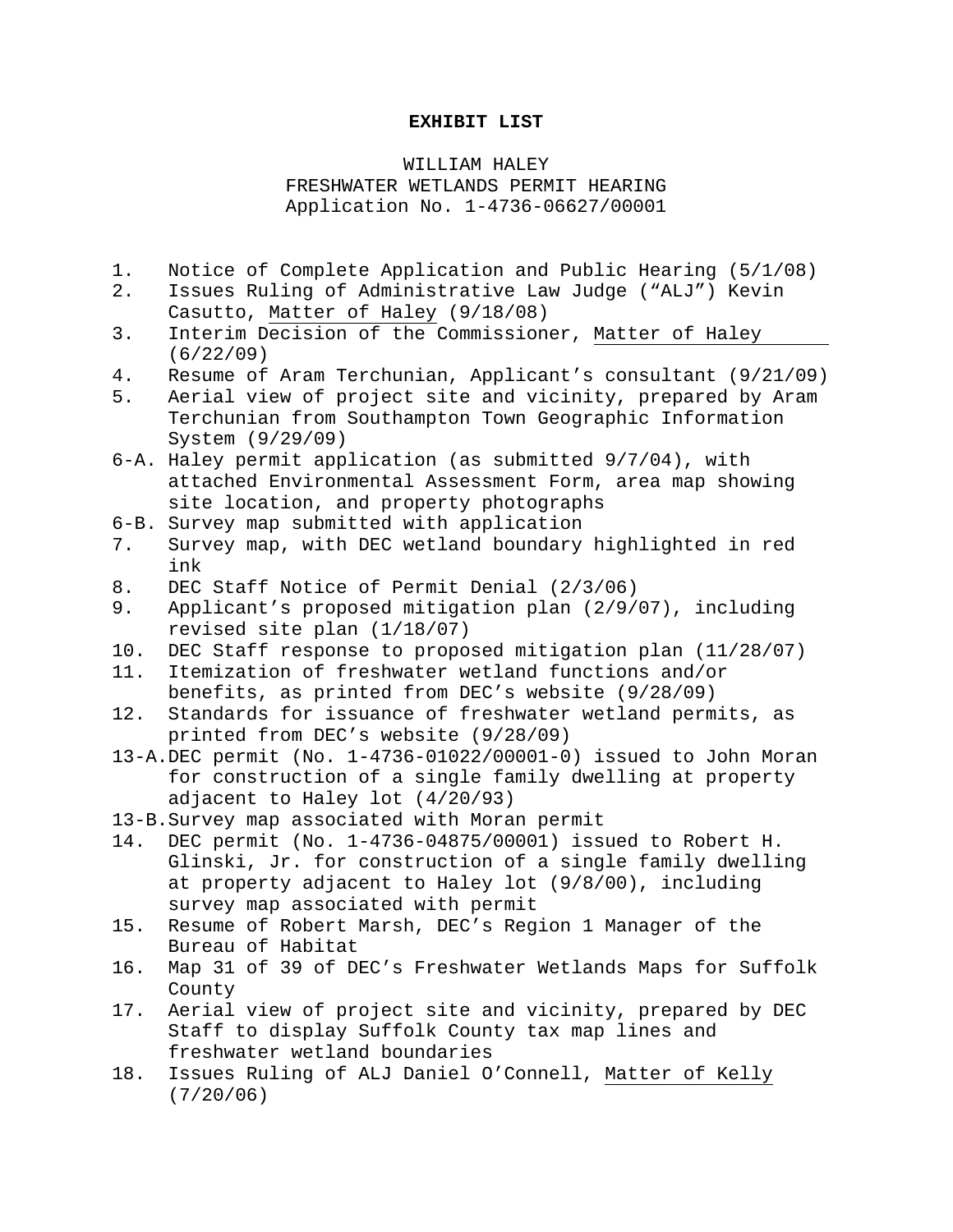**EXHIBIT LIST**

WILLIAM HALEY
FRESHWATER WETLANDS PERMIT HEARING
Application No. 1-4736-06627/00001

1. Notice of Complete Application and Public Hearing (5/1/08)
2. Issues Ruling of Administrative Law Judge ("ALJ") Kevin Casutto, Matter of Haley (9/18/08)
3. Interim Decision of the Commissioner, Matter of Haley (6/22/09)
4. Resume of Aram Terchunian, Applicant's consultant (9/21/09)
5. Aerial view of project site and vicinity, prepared by Aram Terchunian from Southampton Town Geographic Information System (9/29/09)

6-A. Haley permit application (as submitted 9/7/04), with attached Environmental Assessment Form, area map showing site location, and property photographs

6-B. Survey map submitted with application

7. Survey map, with DEC wetland boundary highlighted in red ink
8. DEC Staff Notice of Permit Denial (2/3/06)
9. Applicant's proposed mitigation plan (2/9/07), including revised site plan (1/18/07)
10. DEC Staff response to proposed mitigation plan (11/28/07)
11. Itemization of freshwater wetland functions and/or benefits, as printed from DEC's website (9/28/09)
12. Standards for issuance of freshwater wetland permits, as printed from DEC's website (9/28/09)

13-A. DEC permit (No. 1-4736-01022/00001-0) issued to John Moran for construction of a single family dwelling at property adjacent to Haley lot (4/20/93)

13-B. Survey map associated with Moran permit

14. DEC permit (No. 1-4736-04875/00001) issued to Robert H. Glinski, Jr. for construction of a single family dwelling at property adjacent to Haley lot (9/8/00), including survey map associated with permit
15. Resume of Robert Marsh, DEC's Region 1 Manager of the Bureau of Habitat
16. Map 31 of 39 of DEC's Freshwater Wetlands Maps for Suffolk County
17. Aerial view of project site and vicinity, prepared by DEC Staff to display Suffolk County tax map lines and freshwater wetland boundaries
18. Issues Ruling of ALJ Daniel O'Connell, Matter of Kelly (7/20/06)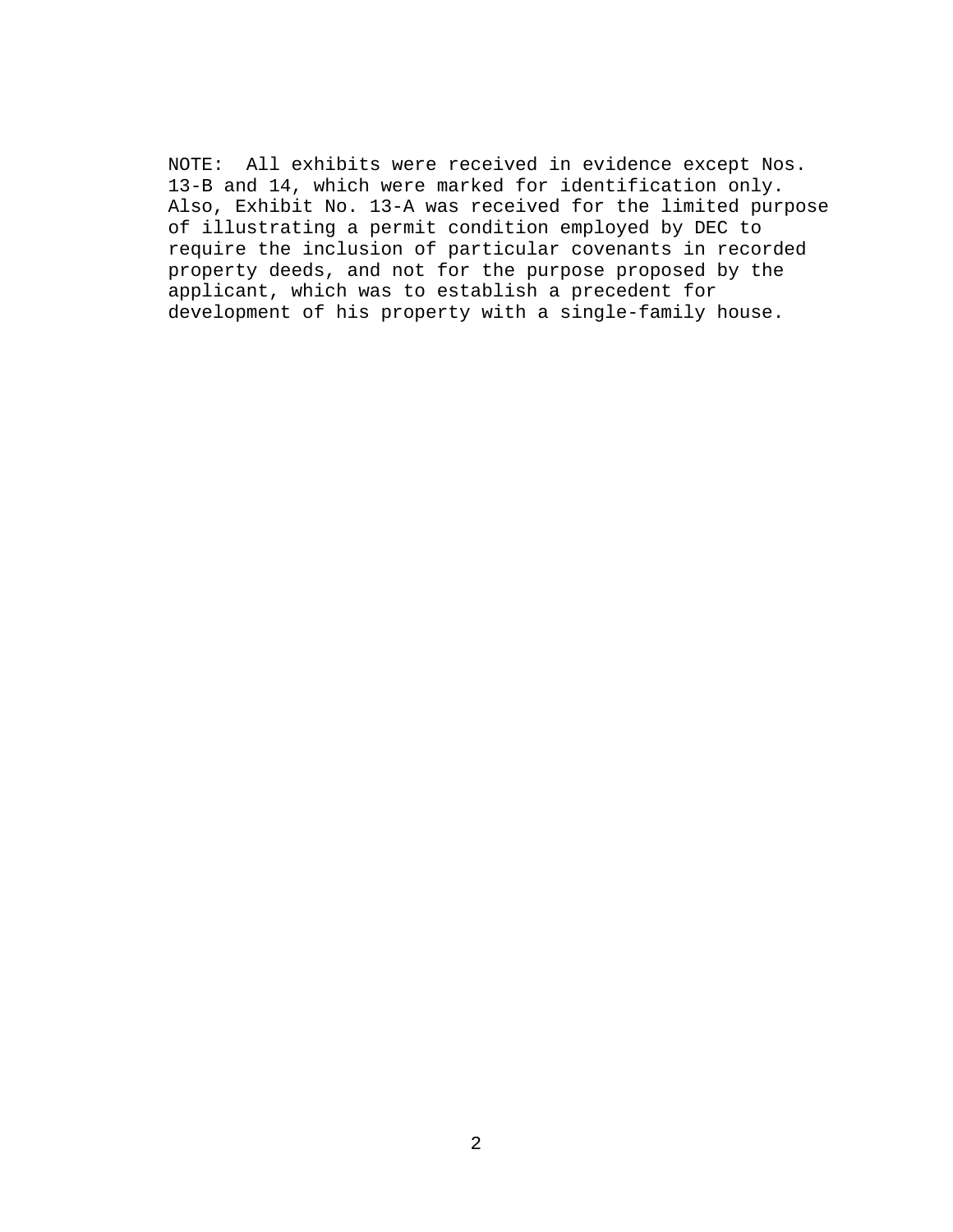NOTE: All exhibits were received in evidence except Nos. 13-B and 14, which were marked for identification only. Also, Exhibit No. 13-A was received for the limited purpose of illustrating a permit condition employed by DEC to require the inclusion of particular covenants in recorded property deeds, and not for the purpose proposed by the applicant, which was to establish a precedent for development of his property with a single-family house.